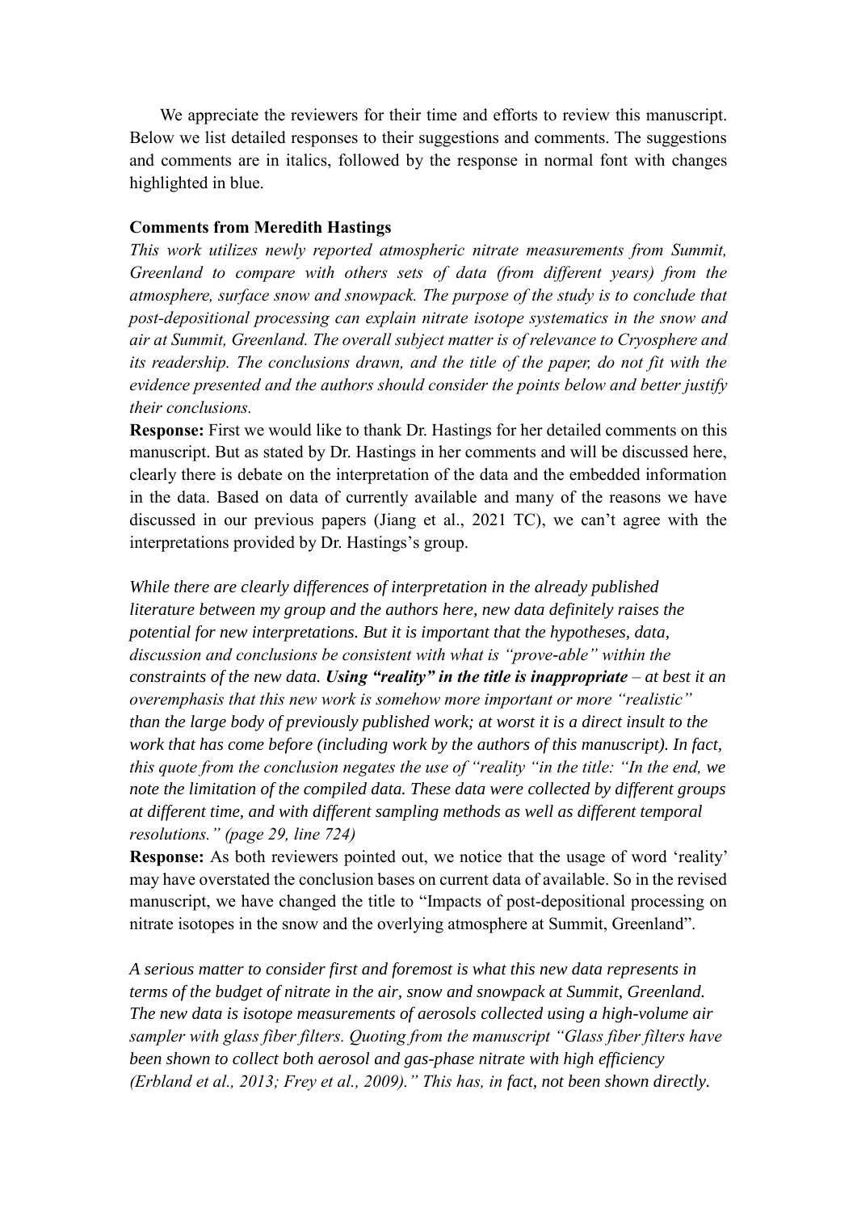We appreciate the reviewers for their time and efforts to review this manuscript. Below we list detailed responses to their suggestions and comments. The suggestions and comments are in italics, followed by the response in normal font with changes highlighted in blue.

**Comments from Meredith Hastings**

*This work utilizes newly reported atmospheric nitrate measurements from Summit, Greenland to compare with others sets of data (from different years) from the atmosphere, surface snow and snowpack. The purpose of the study is to conclude that post-depositional processing can explain nitrate isotope systematics in the snow and air at Summit, Greenland. The overall subject matter is of relevance to Cryosphere and its readership. The conclusions drawn, and the title of the paper, do not fit with the evidence presented and the authors should consider the points below and better justify their conclusions.*

**Response:** First we would like to thank Dr. Hastings for her detailed comments on this manuscript. But as stated by Dr. Hastings in her comments and will be discussed here, clearly there is debate on the interpretation of the data and the embedded information in the data. Based on data of currently available and many of the reasons we have discussed in our previous papers (Jiang et al., 2021 TC), we can't agree with the interpretations provided by Dr. Hastings's group.

*While there are clearly differences of interpretation in the already published literature between my group and the authors here, new data definitely raises the potential for new interpretations. But it is important that the hypotheses, data, discussion and conclusions be consistent with what is "prove-able" within the constraints of the new data.* ***Using "reality" in the title is inappropriate*** *– at best it an overemphasis that this new work is somehow more important or more "realistic" than the large body of previously published work; at worst it is a direct insult to the work that has come before (including work by the authors of this manuscript). In fact, this quote from the conclusion negates the use of "reality "in the title: "In the end, we note the limitation of the compiled data. These data were collected by different groups at different time, and with different sampling methods as well as different temporal resolutions." (page 29, line 724)*

**Response:** As both reviewers pointed out, we notice that the usage of word 'reality' may have overstated the conclusion bases on current data of available. So in the revised manuscript, we have changed the title to "Impacts of post-depositional processing on nitrate isotopes in the snow and the overlying atmosphere at Summit, Greenland".

*A serious matter to consider first and foremost is what this new data represents in terms of the budget of nitrate in the air, snow and snowpack at Summit, Greenland. The new data is isotope measurements of aerosols collected using a high-volume air sampler with glass fiber filters. Quoting from the manuscript "Glass fiber filters have been shown to collect both aerosol and gas-phase nitrate with high efficiency (Erbland et al., 2013; Frey et al., 2009)." This has, in fact, not been shown directly.*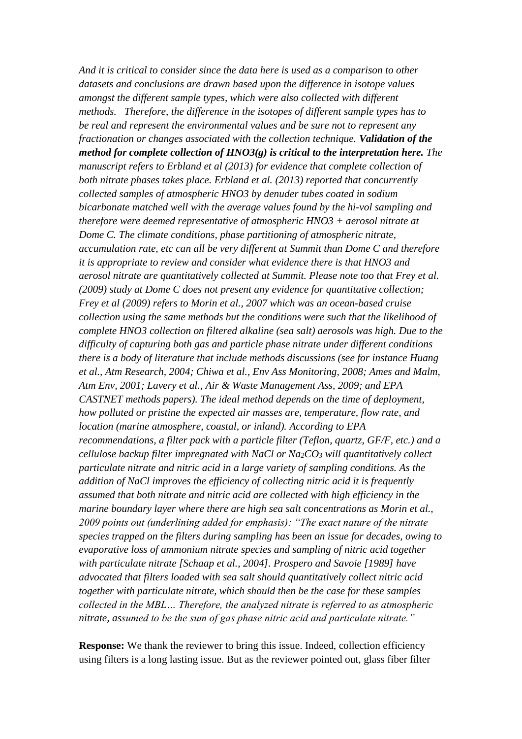*And it is critical to consider since the data here is used as a comparison to other datasets and conclusions are drawn based upon the difference in isotope values amongst the different sample types, which were also collected with different methods. Therefore, the difference in the isotopes of different sample types has to be real and represent the environmental values and be sure not to represent any fractionation or changes associated with the collection technique.* ***Validation of the method for complete collection of HNO3(g) is critical to the interpretation here.*** *The manuscript refers to Erbland et al (2013) for evidence that complete collection of both nitrate phases takes place. Erbland et al. (2013) reported that concurrently collected samples of atmospheric HNO3 by denuder tubes coated in sodium bicarbonate matched well with the average values found by the hi-vol sampling and therefore were deemed representative of atmospheric HNO3 + aerosol nitrate at Dome C. The climate conditions, phase partitioning of atmospheric nitrate, accumulation rate, etc can all be very different at Summit than Dome C and therefore it is appropriate to review and consider what evidence there is that HNO3 and aerosol nitrate are quantitatively collected at Summit. Please note too that Frey et al. (2009) study at Dome C does not present any evidence for quantitative collection; Frey et al (2009) refers to Morin et al., 2007 which was an ocean-based cruise collection using the same methods but the conditions were such that the likelihood of complete HNO3 collection on filtered alkaline (sea salt) aerosols was high. Due to the difficulty of capturing both gas and particle phase nitrate under different conditions there is a body of literature that include methods discussions (see for instance Huang et al., Atm Research, 2004; Chiwa et al., Env Ass Monitoring, 2008; Ames and Malm, Atm Env, 2001; Lavery et al., Air & Waste Management Ass, 2009; and EPA CASTNET methods papers). The ideal method depends on the time of deployment, how polluted or pristine the expected air masses are, temperature, flow rate, and location (marine atmosphere, coastal, or inland). According to EPA recommendations, a filter pack with a particle filter (Teflon, quartz, GF/F, etc.) and a cellulose backup filter impregnated with NaCl or $Na_2CO_3$ will quantitatively collect particulate nitrate and nitric acid in a large variety of sampling conditions. As the addition of NaCl improves the efficiency of collecting nitric acid it is frequently assumed that both nitrate and nitric acid are collected with high efficiency in the marine boundary layer where there are high sea salt concentrations as Morin et al., 2009 points out (underlining added for emphasis): "The exact nature of the nitrate species trapped on the filters during sampling has been an issue for decades, owing to evaporative loss of ammonium nitrate species and sampling of nitric acid together with particulate nitrate [Schaap et al., 2004]. Prospero and Savoie [1989] have advocated that filters loaded with sea salt should quantitatively collect nitric acid together with particulate nitrate, which should then be the case for these samples collected in the MBL… Therefore, the analyzed nitrate is referred to as atmospheric nitrate, assumed to be the sum of gas phase nitric acid and particulate nitrate."*

**Response:** We thank the reviewer to bring this issue. Indeed, collection efficiency using filters is a long lasting issue. But as the reviewer pointed out, glass fiber filter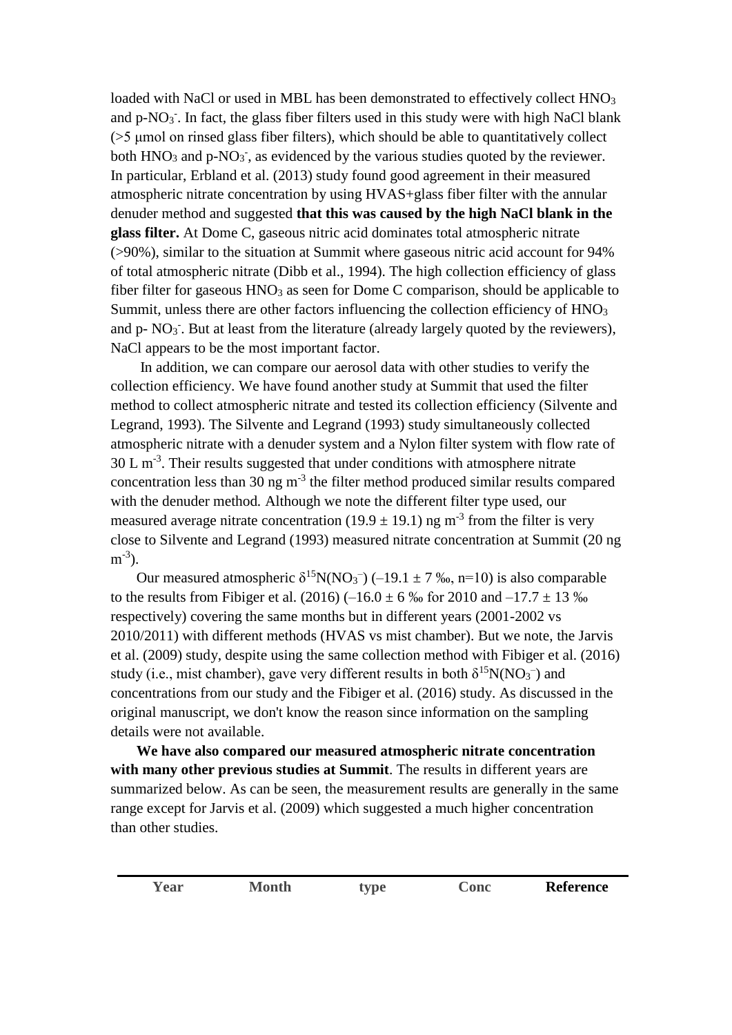loaded with NaCl or used in MBL has been demonstrated to effectively collect $HNO_3$ and p-$NO_3^-$. In fact, the glass fiber filters used in this study were with high NaCl blank (>5 μmol on rinsed glass fiber filters), which should be able to quantitatively collect both $HNO_3$ and p-$NO_3^-$, as evidenced by the various studies quoted by the reviewer. In particular, Erbland et al. (2013) study found good agreement in their measured atmospheric nitrate concentration by using HVAS+glass fiber filter with the annular denuder method and suggested **that this was caused by the high NaCl blank in the glass filter.** At Dome C, gaseous nitric acid dominates total atmospheric nitrate (>90%), similar to the situation at Summit where gaseous nitric acid account for 94% of total atmospheric nitrate (Dibb et al., 1994). The high collection efficiency of glass fiber filter for gaseous $HNO_3$ as seen for Dome C comparison, should be applicable to Summit, unless there are other factors influencing the collection efficiency of $HNO_3$ and p- $NO_3^-$. But at least from the literature (already largely quoted by the reviewers), NaCl appears to be the most important factor.

In addition, we can compare our aerosol data with other studies to verify the collection efficiency. We have found another study at Summit that used the filter method to collect atmospheric nitrate and tested its collection efficiency (Silvente and Legrand, 1993). The Silvente and Legrand (1993) study simultaneously collected atmospheric nitrate with a denuder system and a Nylon filter system with flow rate of 30 L $m^{-3}$. Their results suggested that under conditions with atmosphere nitrate concentration less than 30 ng $m^{-3}$ the filter method produced similar results compared with the denuder method. Although we note the different filter type used, our measured average nitrate concentration (19.9 ± 19.1) ng $m^{-3}$ from the filter is very close to Silvente and Legrand (1993) measured nitrate concentration at Summit (20 ng $m^{-3}$).

Our measured atmospheric $\delta^{15}N(NO_3^-)$ (–19.1 ± 7 ‰, n=10) is also comparable to the results from Fibiger et al. (2016) (–16.0 ± 6 ‰ for 2010 and –17.7 ± 13 ‰ respectively) covering the same months but in different years (2001-2002 vs 2010/2011) with different methods (HVAS vs mist chamber). But we note, the Jarvis et al. (2009) study, despite using the same collection method with Fibiger et al. (2016) study (i.e., mist chamber), gave very different results in both $\delta^{15}N(NO_3^-)$ and concentrations from our study and the Fibiger et al. (2016) study. As discussed in the original manuscript, we don't know the reason since information on the sampling details were not available.

**We have also compared our measured atmospheric nitrate concentration with many other previous studies at Summit**. The results in different years are summarized below. As can be seen, the measurement results are generally in the same range except for Jarvis et al. (2009) which suggested a much higher concentration than other studies.

| Year | Month | type | Conc | Reference |
|---|---|---|---|---|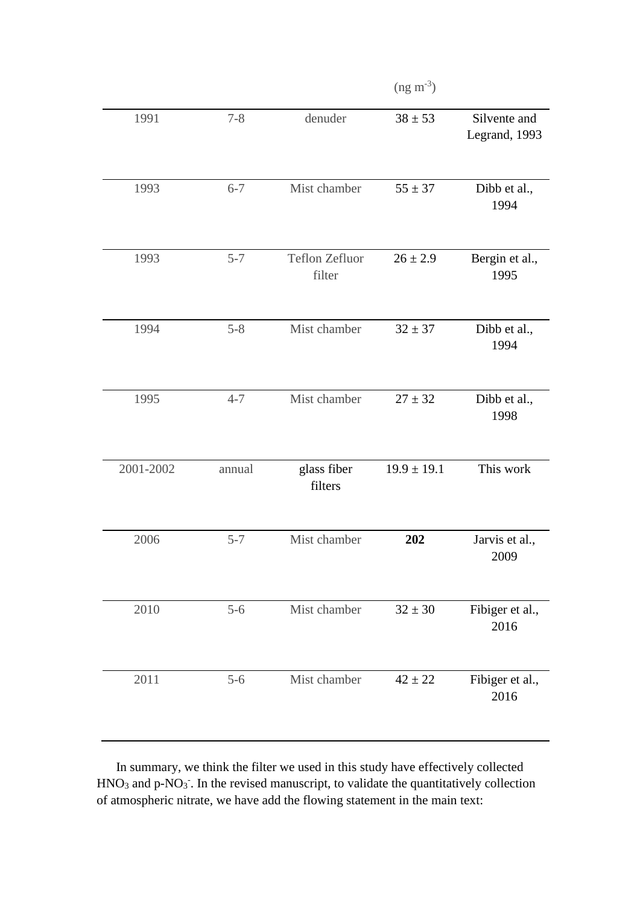| | | | (ng $m^{-3}$) | |
|---|---|---|---|---|
| 1991 | 7-8 | denuder | 38 ± 53 | Silvente and Legrand, 1993 |
| 1993 | 6-7 | Mist chamber | 55 ± 37 | Dibb et al., 1994 |
| 1993 | 5-7 | Teflon Zefluor filter | 26 ± 2.9 | Bergin et al., 1995 |
| 1994 | 5-8 | Mist chamber | 32 ± 37 | Dibb et al., 1994 |
| 1995 | 4-7 | Mist chamber | 27 ± 32 | Dibb et al., 1998 |
| 2001-2002 | annual | glass fiber filters | 19.9 ± 19.1 | This work |
| 2006 | 5-7 | Mist chamber | **202** | Jarvis et al., 2009 |
| 2010 | 5-6 | Mist chamber | 32 ± 30 | Fibiger et al., 2016 |
| 2011 | 5-6 | Mist chamber | 42 ± 22 | Fibiger et al., 2016 |

In summary, we think the filter we used in this study have effectively collected $HNO_3$ and p-$NO_3^-$. In the revised manuscript, to validate the quantitatively collection of atmospheric nitrate, we have add the flowing statement in the main text: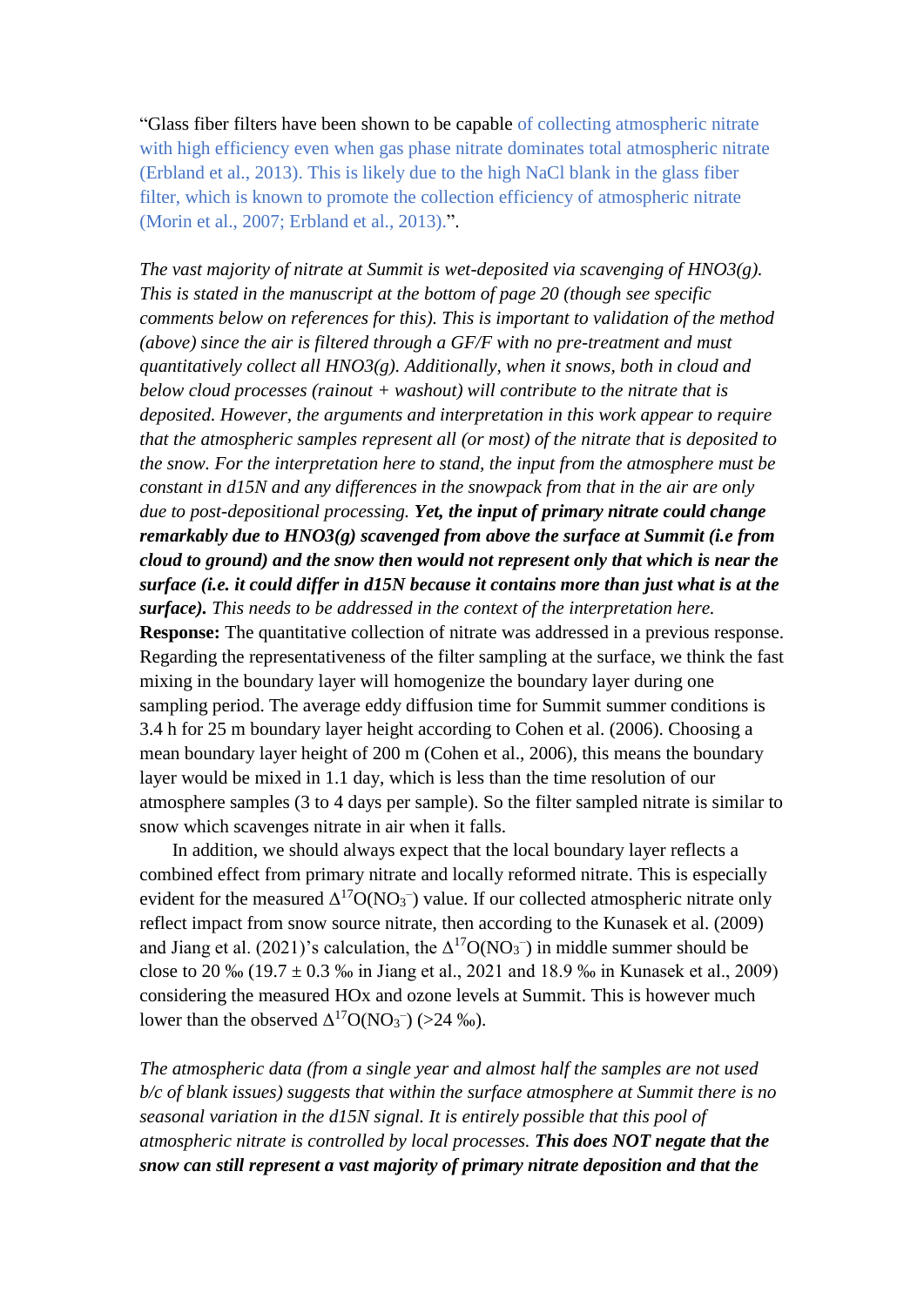"Glass fiber filters have been shown to be capable of collecting atmospheric nitrate with high efficiency even when gas phase nitrate dominates total atmospheric nitrate (Erbland et al., 2013). This is likely due to the high NaCl blank in the glass fiber filter, which is known to promote the collection efficiency of atmospheric nitrate (Morin et al., 2007; Erbland et al., 2013).".

*The vast majority of nitrate at Summit is wet-deposited via scavenging of HNO3(g). This is stated in the manuscript at the bottom of page 20 (though see specific comments below on references for this). This is important to validation of the method (above) since the air is filtered through a GF/F with no pre-treatment and must quantitatively collect all HNO3(g). Additionally, when it snows, both in cloud and below cloud processes (rainout + washout) will contribute to the nitrate that is deposited. However, the arguments and interpretation in this work appear to require that the atmospheric samples represent all (or most) of the nitrate that is deposited to the snow. For the interpretation here to stand, the input from the atmosphere must be constant in d15N and any differences in the snowpack from that in the air are only due to post-depositional processing.* ***Yet, the input of primary nitrate could change remarkably due to HNO3(g) scavenged from above the surface at Summit (i.e from cloud to ground) and the snow then would not represent only that which is near the surface (i.e. it could differ in d15N because it contains more than just what is at the surface).*** *This needs to be addressed in the context of the interpretation here.*

**Response:** The quantitative collection of nitrate was addressed in a previous response. Regarding the representativeness of the filter sampling at the surface, we think the fast mixing in the boundary layer will homogenize the boundary layer during one sampling period. The average eddy diffusion time for Summit summer conditions is 3.4 h for 25 m boundary layer height according to Cohen et al. (2006). Choosing a mean boundary layer height of 200 m (Cohen et al., 2006), this means the boundary layer would be mixed in 1.1 day, which is less than the time resolution of our atmosphere samples (3 to 4 days per sample). So the filter sampled nitrate is similar to snow which scavenges nitrate in air when it falls.

In addition, we should always expect that the local boundary layer reflects a combined effect from primary nitrate and locally reformed nitrate. This is especially evident for the measured $\Delta^{17}O(NO_3^-)$ value. If our collected atmospheric nitrate only reflect impact from snow source nitrate, then according to the Kunasek et al. (2009) and Jiang et al. (2021)'s calculation, the $\Delta^{17}O(NO_3^-)$ in middle summer should be close to 20 ‰ (19.7 ± 0.3 ‰ in Jiang et al., 2021 and 18.9 ‰ in Kunasek et al., 2009) considering the measured HOx and ozone levels at Summit. This is however much lower than the observed $\Delta^{17}O(NO_3^-)$ (>24 ‰).

*The atmospheric data (from a single year and almost half the samples are not used b/c of blank issues) suggests that within the surface atmosphere at Summit there is no seasonal variation in the d15N signal. It is entirely possible that this pool of atmospheric nitrate is controlled by local processes.* ***This does NOT negate that the snow can still represent a vast majority of primary nitrate deposition and that the***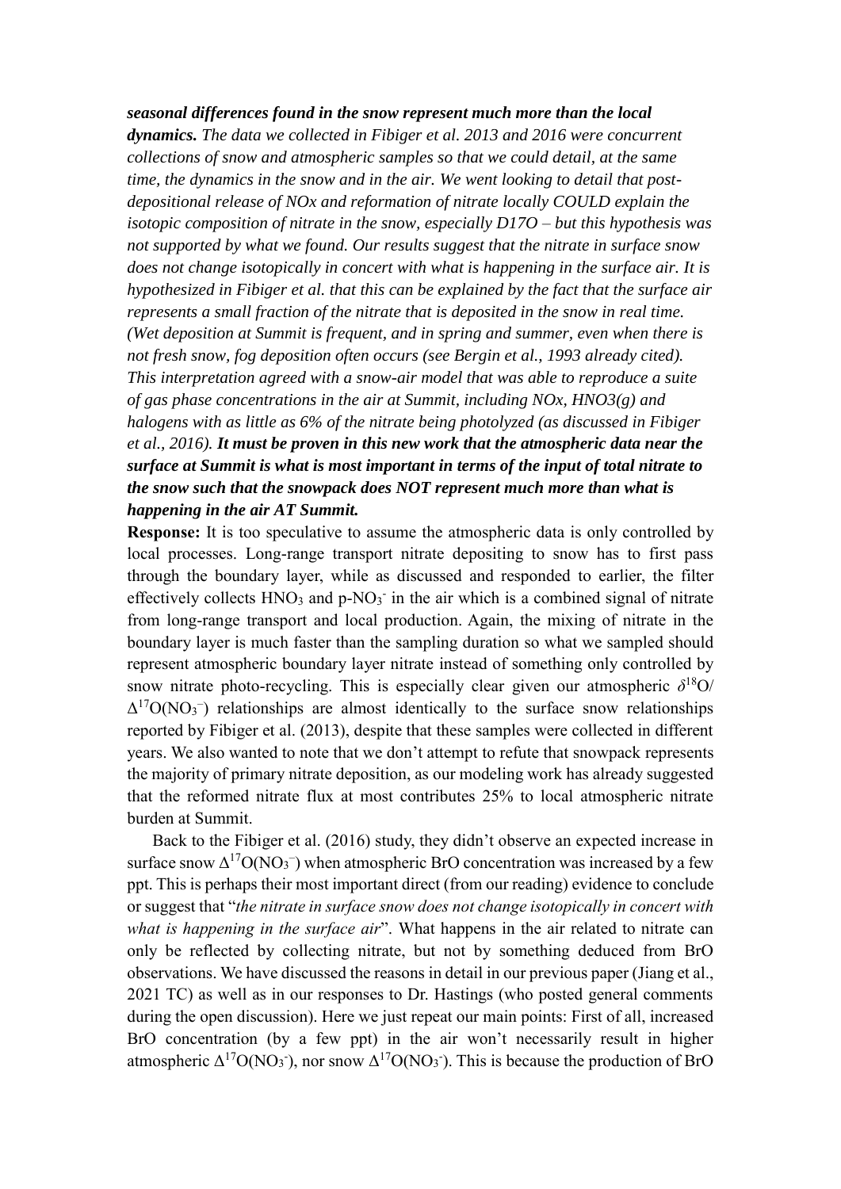***seasonal differences found in the snow represent much more than the local dynamics.*** *The data we collected in Fibiger et al. 2013 and 2016 were concurrent collections of snow and atmospheric samples so that we could detail, at the same time, the dynamics in the snow and in the air. We went looking to detail that post-depositional release of NOx and reformation of nitrate locally COULD explain the isotopic composition of nitrate in the snow, especially D17O – but this hypothesis was not supported by what we found. Our results suggest that the nitrate in surface snow does not change isotopically in concert with what is happening in the surface air. It is hypothesized in Fibiger et al. that this can be explained by the fact that the surface air represents a small fraction of the nitrate that is deposited in the snow in real time. (Wet deposition at Summit is frequent, and in spring and summer, even when there is not fresh snow, fog deposition often occurs (see Bergin et al., 1993 already cited). This interpretation agreed with a snow-air model that was able to reproduce a suite of gas phase concentrations in the air at Summit, including NOx, HNO3(g) and halogens with as little as 6% of the nitrate being photolyzed (as discussed in Fibiger et al., 2016).* ***It must be proven in this new work that the atmospheric data near the surface at Summit is what is most important in terms of the input of total nitrate to the snow such that the snowpack does NOT represent much more than what is happening in the air AT Summit.***

**Response:** It is too speculative to assume the atmospheric data is only controlled by local processes. Long-range transport nitrate depositing to snow has to first pass through the boundary layer, while as discussed and responded to earlier, the filter effectively collects $HNO_3$ and p-$NO_3^-$ in the air which is a combined signal of nitrate from long-range transport and local production. Again, the mixing of nitrate in the boundary layer is much faster than the sampling duration so what we sampled should represent atmospheric boundary layer nitrate instead of something only controlled by snow nitrate photo-recycling. This is especially clear given our atmospheric $\delta^{18}O$/ $\Delta^{17}O(NO_3^-)$ relationships are almost identically to the surface snow relationships reported by Fibiger et al. (2013), despite that these samples were collected in different years. We also wanted to note that we don't attempt to refute that snowpack represents the majority of primary nitrate deposition, as our modeling work has already suggested that the reformed nitrate flux at most contributes 25% to local atmospheric nitrate burden at Summit.

Back to the Fibiger et al. (2016) study, they didn't observe an expected increase in surface snow $\Delta^{17}O(NO_3^-)$ when atmospheric BrO concentration was increased by a few ppt. This is perhaps their most important direct (from our reading) evidence to conclude or suggest that "*the nitrate in surface snow does not change isotopically in concert with what is happening in the surface air*". What happens in the air related to nitrate can only be reflected by collecting nitrate, but not by something deduced from BrO observations. We have discussed the reasons in detail in our previous paper (Jiang et al., 2021 TC) as well as in our responses to Dr. Hastings (who posted general comments during the open discussion). Here we just repeat our main points: First of all, increased BrO concentration (by a few ppt) in the air won't necessarily result in higher atmospheric $\Delta^{17}O(NO_3^-)$, nor snow $\Delta^{17}O(NO_3^-)$. This is because the production of BrO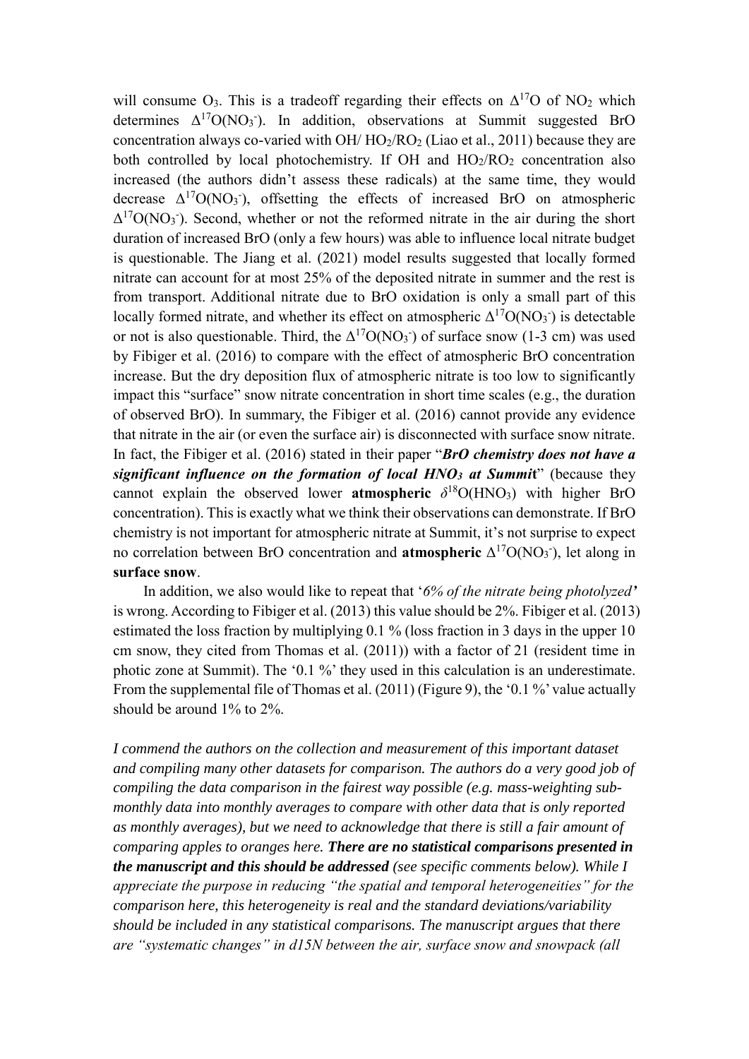will consume $O_3$. This is a tradeoff regarding their effects on $\Delta^{17}O$ of $NO_2$ which determines $\Delta^{17}O(NO_3^-)$. In addition, observations at Summit suggested BrO concentration always co-varied with OH/ $HO_2$/$RO_2$ (Liao et al., 2011) because they are both controlled by local photochemistry. If OH and $HO_2$/$RO_2$ concentration also increased (the authors didn't assess these radicals) at the same time, they would decrease $\Delta^{17}O(NO_3^-)$, offsetting the effects of increased BrO on atmospheric $\Delta^{17}O(NO_3^-)$. Second, whether or not the reformed nitrate in the air during the short duration of increased BrO (only a few hours) was able to influence local nitrate budget is questionable. The Jiang et al. (2021) model results suggested that locally formed nitrate can account for at most 25% of the deposited nitrate in summer and the rest is from transport. Additional nitrate due to BrO oxidation is only a small part of this locally formed nitrate, and whether its effect on atmospheric $\Delta^{17}O(NO_3^-)$ is detectable or not is also questionable. Third, the $\Delta^{17}O(NO_3^-)$ of surface snow (1-3 cm) was used by Fibiger et al. (2016) to compare with the effect of atmospheric BrO concentration increase. But the dry deposition flux of atmospheric nitrate is too low to significantly impact this "surface" snow nitrate concentration in short time scales (e.g., the duration of observed BrO). In summary, the Fibiger et al. (2016) cannot provide any evidence that nitrate in the air (or even the surface air) is disconnected with surface snow nitrate. In fact, the Fibiger et al. (2016) stated in their paper "***BrO chemistry does not have a significant influence on the formation of local HNO₃ at Summit***" (because they cannot explain the observed lower **atmospheric** $\delta^{18}O(HNO_3)$ with higher BrO concentration). This is exactly what we think their observations can demonstrate. If BrO chemistry is not important for atmospheric nitrate at Summit, it's not surprise to expect no correlation between BrO concentration and **atmospheric** $\Delta^{17}O(NO_3^-)$, let along in **surface snow**.

In addition, we also would like to repeat that '*6% of the nitrate being photolyzed*' is wrong. According to Fibiger et al. (2013) this value should be 2%. Fibiger et al. (2013) estimated the loss fraction by multiplying 0.1 % (loss fraction in 3 days in the upper 10 cm snow, they cited from Thomas et al. (2011)) with a factor of 21 (resident time in photic zone at Summit). The '0.1 %' they used in this calculation is an underestimate. From the supplemental file of Thomas et al. (2011) (Figure 9), the '0.1 %' value actually should be around 1% to 2%.

*I commend the authors on the collection and measurement of this important dataset and compiling many other datasets for comparison. The authors do a very good job of compiling the data comparison in the fairest way possible (e.g. mass-weighting sub-monthly data into monthly averages to compare with other data that is only reported as monthly averages), but we need to acknowledge that there is still a fair amount of comparing apples to oranges here.* ***There are no statistical comparisons presented in the manuscript and this should be addressed*** *(see specific comments below). While I appreciate the purpose in reducing "the spatial and temporal heterogeneities" for the comparison here, this heterogeneity is real and the standard deviations/variability should be included in any statistical comparisons. The manuscript argues that there are "systematic changes" in d15N between the air, surface snow and snowpack (all*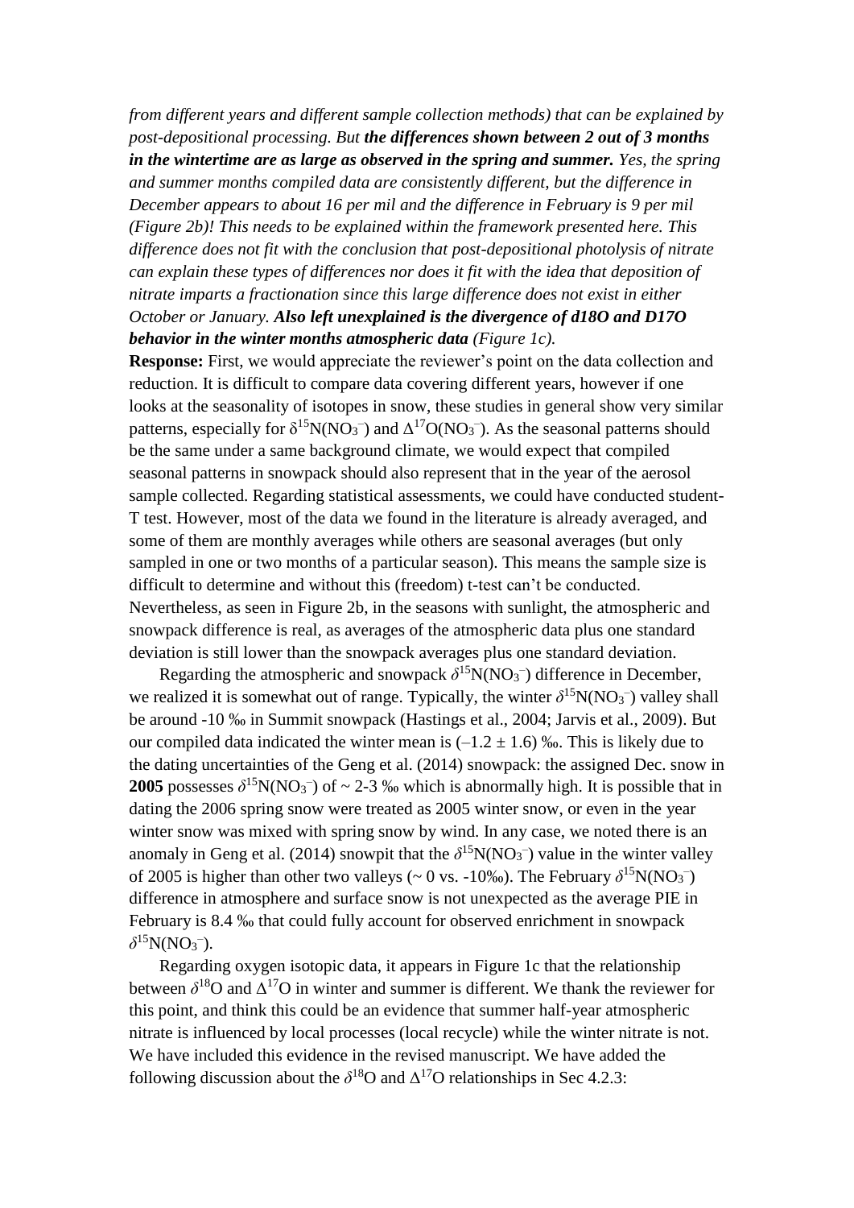*from different years and different sample collection methods) that can be explained by post-depositional processing. But **the differences shown between 2 out of 3 months in the wintertime are as large as observed in the spring and summer.** Yes, the spring and summer months compiled data are consistently different, but the difference in December appears to about 16 per mil and the difference in February is 9 per mil (Figure 2b)! This needs to be explained within the framework presented here. This difference does not fit with the conclusion that post-depositional photolysis of nitrate can explain these types of differences nor does it fit with the idea that deposition of nitrate imparts a fractionation since this large difference does not exist in either October or January. **Also left unexplained is the divergence of d18O and D17O behavior in the winter months atmospheric data** (Figure 1c).*

**Response:** First, we would appreciate the reviewer's point on the data collection and reduction. It is difficult to compare data covering different years, however if one looks at the seasonality of isotopes in snow, these studies in general show very similar patterns, especially for $\delta^{15}N(NO_3^-)$ and $\Delta^{17}O(NO_3^-)$. As the seasonal patterns should be the same under a same background climate, we would expect that compiled seasonal patterns in snowpack should also represent that in the year of the aerosol sample collected. Regarding statistical assessments, we could have conducted student-T test. However, most of the data we found in the literature is already averaged, and some of them are monthly averages while others are seasonal averages (but only sampled in one or two months of a particular season). This means the sample size is difficult to determine and without this (freedom) t-test can't be conducted. Nevertheless, as seen in Figure 2b, in the seasons with sunlight, the atmospheric and snowpack difference is real, as averages of the atmospheric data plus one standard deviation is still lower than the snowpack averages plus one standard deviation.

Regarding the atmospheric and snowpack $\delta^{15}N(NO_3^-)$ difference in December, we realized it is somewhat out of range. Typically, the winter $\delta^{15}N(NO_3^-)$ valley shall be around -10 ‰ in Summit snowpack (Hastings et al., 2004; Jarvis et al., 2009). But our compiled data indicated the winter mean is $(-1.2 \pm 1.6)$ ‰. This is likely due to the dating uncertainties of the Geng et al. (2014) snowpack: the assigned Dec. snow in **2005** possesses $\delta^{15}N(NO_3^-)$ of ~ 2-3 ‰ which is abnormally high. It is possible that in dating the 2006 spring snow were treated as 2005 winter snow, or even in the year winter snow was mixed with spring snow by wind. In any case, we noted there is an anomaly in Geng et al. (2014) snowpit that the $\delta^{15}N(NO_3^-)$ value in the winter valley of 2005 is higher than other two valleys (~ 0 vs. -10‰). The February $\delta^{15}N(NO_3^-)$ difference in atmosphere and surface snow is not unexpected as the average PIE in February is 8.4 ‰ that could fully account for observed enrichment in snowpack $\delta^{15}N(NO_3^-)$.

Regarding oxygen isotopic data, it appears in Figure 1c that the relationship between $\delta^{18}O$ and $\Delta^{17}O$ in winter and summer is different. We thank the reviewer for this point, and think this could be an evidence that summer half-year atmospheric nitrate is influenced by local processes (local recycle) while the winter nitrate is not. We have included this evidence in the revised manuscript. We have added the following discussion about the $\delta^{18}O$ and $\Delta^{17}O$ relationships in Sec 4.2.3: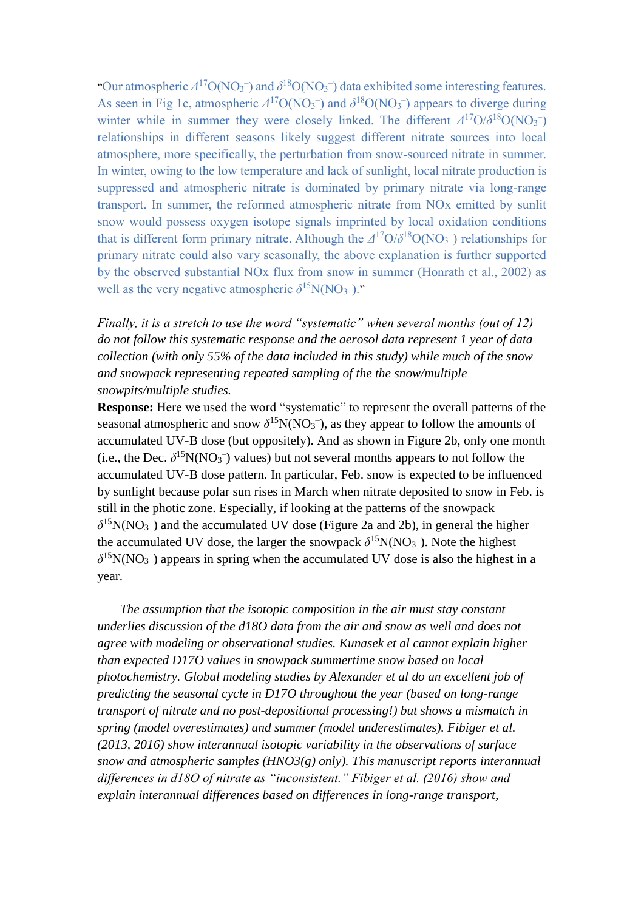"Our atmospheric $\Delta^{17}O(NO_3^-)$ and $\delta^{18}O(NO_3^-)$ data exhibited some interesting features. As seen in Fig 1c, atmospheric $\Delta^{17}O(NO_3^-)$ and $\delta^{18}O(NO_3^-)$ appears to diverge during winter while in summer they were closely linked. The different $\Delta^{17}O/\delta^{18}O(NO_3^-)$ relationships in different seasons likely suggest different nitrate sources into local atmosphere, more specifically, the perturbation from snow-sourced nitrate in summer. In winter, owing to the low temperature and lack of sunlight, local nitrate production is suppressed and atmospheric nitrate is dominated by primary nitrate via long-range transport. In summer, the reformed atmospheric nitrate from NOx emitted by sunlit snow would possess oxygen isotope signals imprinted by local oxidation conditions that is different form primary nitrate. Although the $\Delta^{17}O/\delta^{18}O(NO_3^-)$ relationships for primary nitrate could also vary seasonally, the above explanation is further supported by the observed substantial NOx flux from snow in summer (Honrath et al., 2002) as well as the very negative atmospheric $\delta^{15}N(NO_3^-)$."

*Finally, it is a stretch to use the word "systematic" when several months (out of 12) do not follow this systematic response and the aerosol data represent 1 year of data collection (with only 55% of the data included in this study) while much of the snow and snowpack representing repeated sampling of the the snow/multiple snowpits/multiple studies.*

**Response:** Here we used the word "systematic" to represent the overall patterns of the seasonal atmospheric and snow $\delta^{15}N(NO_3^-)$, as they appear to follow the amounts of accumulated UV-B dose (but oppositely). And as shown in Figure 2b, only one month (i.e., the Dec. $\delta^{15}N(NO_3^-)$ values) but not several months appears to not follow the accumulated UV-B dose pattern. In particular, Feb. snow is expected to be influenced by sunlight because polar sun rises in March when nitrate deposited to snow in Feb. is still in the photic zone. Especially, if looking at the patterns of the snowpack $\delta^{15}N(NO_3^-)$ and the accumulated UV dose (Figure 2a and 2b), in general the higher the accumulated UV dose, the larger the snowpack $\delta^{15}N(NO_3^-)$. Note the highest $\delta^{15}N(NO_3^-)$ appears in spring when the accumulated UV dose is also the highest in a year.

*The assumption that the isotopic composition in the air must stay constant underlies discussion of the d18O data from the air and snow as well and does not agree with modeling or observational studies. Kunasek et al cannot explain higher than expected D17O values in snowpack summertime snow based on local photochemistry. Global modeling studies by Alexander et al do an excellent job of predicting the seasonal cycle in D17O throughout the year (based on long-range transport of nitrate and no post-depositional processing!) but shows a mismatch in spring (model overestimates) and summer (model underestimates). Fibiger et al. (2013, 2016) show interannual isotopic variability in the observations of surface snow and atmospheric samples (HNO3(g) only). This manuscript reports interannual differences in d18O of nitrate as "inconsistent." Fibiger et al. (2016) show and explain interannual differences based on differences in long-range transport,*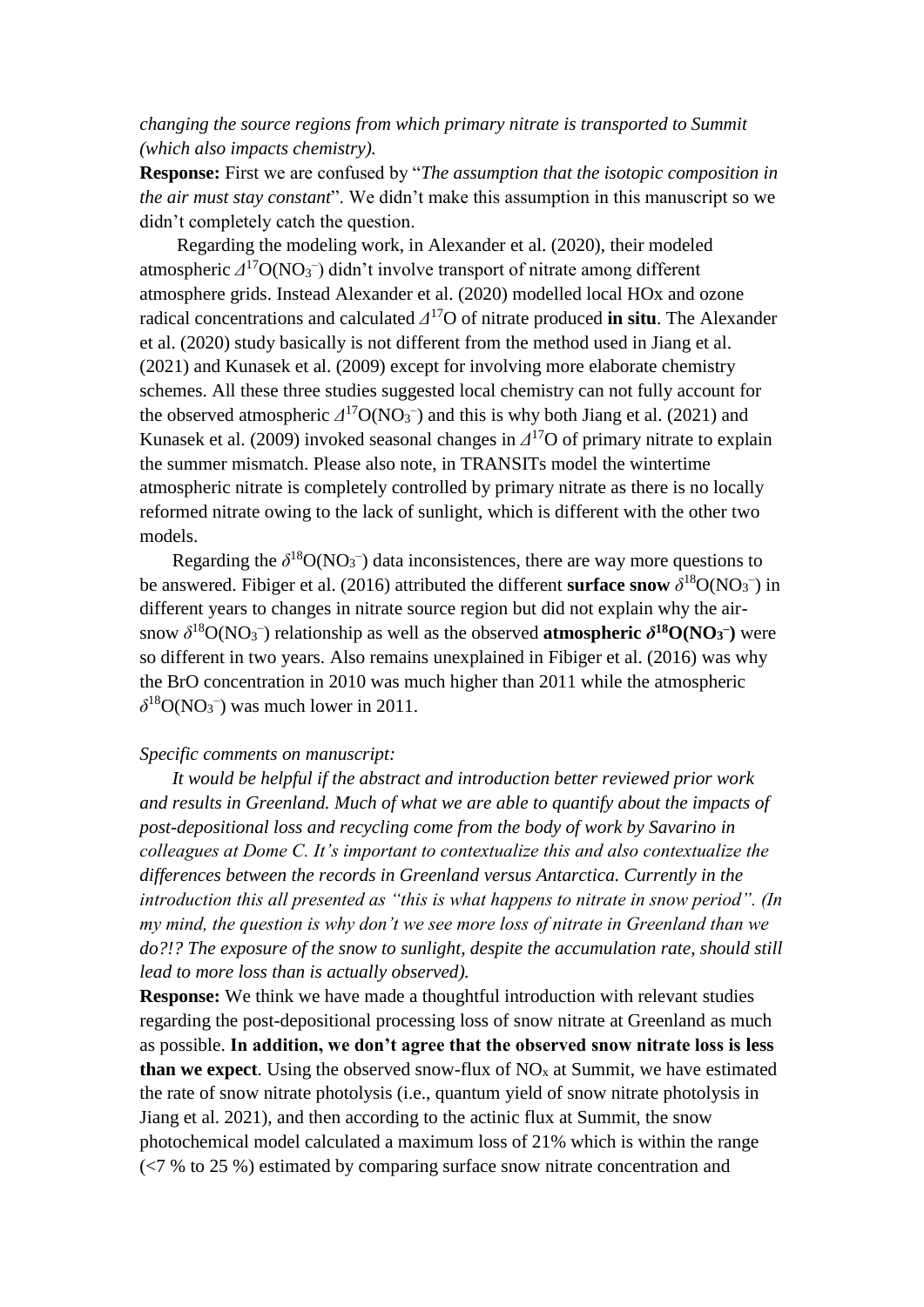*changing the source regions from which primary nitrate is transported to Summit (which also impacts chemistry).*

**Response:** First we are confused by "*The assumption that the isotopic composition in the air must stay constant*". We didn't make this assumption in this manuscript so we didn't completely catch the question.

Regarding the modeling work, in Alexander et al. (2020), their modeled atmospheric $\Delta^{17}O(NO_3^-)$ didn't involve transport of nitrate among different atmosphere grids. Instead Alexander et al. (2020) modelled local HOx and ozone radical concentrations and calculated $\Delta^{17}O$ of nitrate produced **in situ**. The Alexander et al. (2020) study basically is not different from the method used in Jiang et al. (2021) and Kunasek et al. (2009) except for involving more elaborate chemistry schemes. All these three studies suggested local chemistry can not fully account for the observed atmospheric $\Delta^{17}O(NO_3^-)$ and this is why both Jiang et al. (2021) and Kunasek et al. (2009) invoked seasonal changes in $\Delta^{17}O$ of primary nitrate to explain the summer mismatch. Please also note, in TRANSITs model the wintertime atmospheric nitrate is completely controlled by primary nitrate as there is no locally reformed nitrate owing to the lack of sunlight, which is different with the other two models.

Regarding the $\delta^{18}O(NO_3^-)$ data inconsistences, there are way more questions to be answered. Fibiger et al. (2016) attributed the different **surface snow** $\delta^{18}O(NO_3^-)$ in different years to changes in nitrate source region but did not explain why the air-snow $\delta^{18}O(NO_3^-)$ relationship as well as the observed **atmospheric $\delta^{18}O(NO_3^-)$** were so different in two years. Also remains unexplained in Fibiger et al. (2016) was why the BrO concentration in 2010 was much higher than 2011 while the atmospheric $\delta^{18}O(NO_3^-)$ was much lower in 2011.

*Specific comments on manuscript:*

*It would be helpful if the abstract and introduction better reviewed prior work and results in Greenland. Much of what we are able to quantify about the impacts of post-depositional loss and recycling come from the body of work by Savarino in colleagues at Dome C. It's important to contextualize this and also contextualize the differences between the records in Greenland versus Antarctica. Currently in the introduction this all presented as "this is what happens to nitrate in snow period". (In my mind, the question is why don't we see more loss of nitrate in Greenland than we do?!? The exposure of the snow to sunlight, despite the accumulation rate, should still lead to more loss than is actually observed).*

**Response:** We think we have made a thoughtful introduction with relevant studies regarding the post-depositional processing loss of snow nitrate at Greenland as much as possible. **In addition, we don't agree that the observed snow nitrate loss is less than we expect**. Using the observed snow-flux of $NO_x$ at Summit, we have estimated the rate of snow nitrate photolysis (i.e., quantum yield of snow nitrate photolysis in Jiang et al. 2021), and then according to the actinic flux at Summit, the snow photochemical model calculated a maximum loss of 21% which is within the range (<7 % to 25 %) estimated by comparing surface snow nitrate concentration and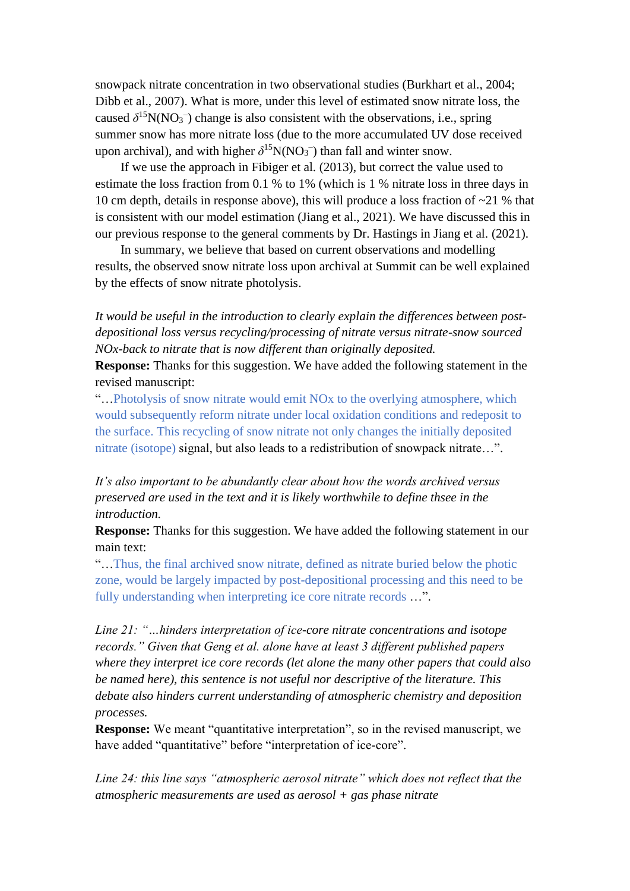snowpack nitrate concentration in two observational studies (Burkhart et al., 2004; Dibb et al., 2007). What is more, under this level of estimated snow nitrate loss, the caused $\delta^{15}N(NO_3^-)$ change is also consistent with the observations, i.e., spring summer snow has more nitrate loss (due to the more accumulated UV dose received upon archival), and with higher $\delta^{15}N(NO_3^-)$ than fall and winter snow.

If we use the approach in Fibiger et al. (2013), but correct the value used to estimate the loss fraction from 0.1 % to 1% (which is 1 % nitrate loss in three days in 10 cm depth, details in response above), this will produce a loss fraction of ~21 % that is consistent with our model estimation (Jiang et al., 2021). We have discussed this in our previous response to the general comments by Dr. Hastings in Jiang et al. (2021).

In summary, we believe that based on current observations and modelling results, the observed snow nitrate loss upon archival at Summit can be well explained by the effects of snow nitrate photolysis.

*It would be useful in the introduction to clearly explain the differences between post-depositional loss versus recycling/processing of nitrate versus nitrate-snow sourced NOx-back to nitrate that is now different than originally deposited.*

**Response:** Thanks for this suggestion. We have added the following statement in the revised manuscript:

"…Photolysis of snow nitrate would emit NOx to the overlying atmosphere, which would subsequently reform nitrate under local oxidation conditions and redeposit to the surface. This recycling of snow nitrate not only changes the initially deposited nitrate (isotope) signal, but also leads to a redistribution of snowpack nitrate…".

*It's also important to be abundantly clear about how the words archived versus preserved are used in the text and it is likely worthwhile to define thsee in the introduction.*

**Response:** Thanks for this suggestion. We have added the following statement in our main text:

"…Thus, the final archived snow nitrate, defined as nitrate buried below the photic zone, would be largely impacted by post-depositional processing and this need to be fully understanding when interpreting ice core nitrate records …".

*Line 21: "…hinders interpretation of ice-core nitrate concentrations and isotope records." Given that Geng et al. alone have at least 3 different published papers where they interpret ice core records (let alone the many other papers that could also be named here), this sentence is not useful nor descriptive of the literature. This debate also hinders current understanding of atmospheric chemistry and deposition processes.*

**Response:** We meant "quantitative interpretation", so in the revised manuscript, we have added "quantitative" before "interpretation of ice-core".

*Line 24: this line says "atmospheric aerosol nitrate" which does not reflect that the atmospheric measurements are used as aerosol + gas phase nitrate*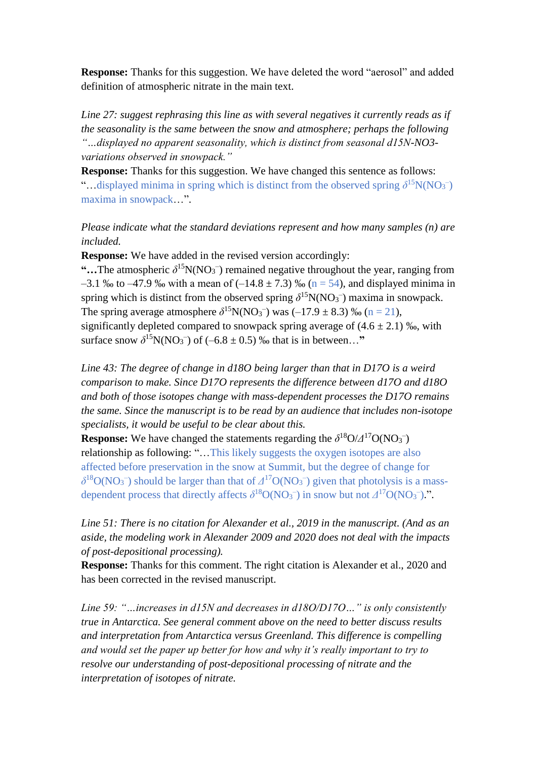**Response:** Thanks for this suggestion. We have deleted the word "aerosol" and added definition of atmospheric nitrate in the main text.

*Line 27: suggest rephrasing this line as with several negatives it currently reads as if the seasonality is the same between the snow and atmosphere; perhaps the following "…displayed no apparent seasonality, which is distinct from seasonal d15N-NO3- variations observed in snowpack."*

**Response:** Thanks for this suggestion. We have changed this sentence as follows: "…displayed minima in spring which is distinct from the observed spring $\delta^{15}N(NO_3^-)$ maxima in snowpack…".

*Please indicate what the standard deviations represent and how many samples (n) are included.*

**Response:** We have added in the revised version accordingly:

**"…**The atmospheric $\delta^{15}N(NO_3^-)$ remained negative throughout the year, ranging from –3.1 ‰ to –47.9 ‰ with a mean of (–14.8 ± 7.3) ‰ (n = 54), and displayed minima in spring which is distinct from the observed spring $\delta^{15}N(NO_3^-)$ maxima in snowpack. The spring average atmosphere $\delta^{15}N(NO_3^-)$ was (–17.9 ± 8.3) ‰ (n = 21), significantly depleted compared to snowpack spring average of (4.6 ± 2.1) ‰, with surface snow $\delta^{15}N(NO_3^-)$ of (–6.8 ± 0.5) ‰ that is in between…**"**

*Line 43: The degree of change in d18O being larger than that in D17O is a weird comparison to make. Since D17O represents the difference between d17O and d18O and both of those isotopes change with mass-dependent processes the D17O remains the same. Since the manuscript is to be read by an audience that includes non-isotope specialists, it would be useful to be clear about this.*

**Response:** We have changed the statements regarding the $\delta^{18}O/\Delta^{17}O(NO_3^-)$ relationship as following: "…This likely suggests the oxygen isotopes are also affected before preservation in the snow at Summit, but the degree of change for $\delta^{18}O(NO_3^-)$ should be larger than that of $\Delta^{17}O(NO_3^-)$ given that photolysis is a mass-dependent process that directly affects $\delta^{18}O(NO_3^-)$ in snow but not $\Delta^{17}O(NO_3^-)$.".

*Line 51: There is no citation for Alexander et al., 2019 in the manuscript. (And as an aside, the modeling work in Alexander 2009 and 2020 does not deal with the impacts of post-depositional processing).*

**Response:** Thanks for this comment. The right citation is Alexander et al., 2020 and has been corrected in the revised manuscript.

*Line 59: "…increases in d15N and decreases in d18O/D17O…" is only consistently true in Antarctica. See general comment above on the need to better discuss results and interpretation from Antarctica versus Greenland. This difference is compelling and would set the paper up better for how and why it's really important to try to resolve our understanding of post-depositional processing of nitrate and the interpretation of isotopes of nitrate.*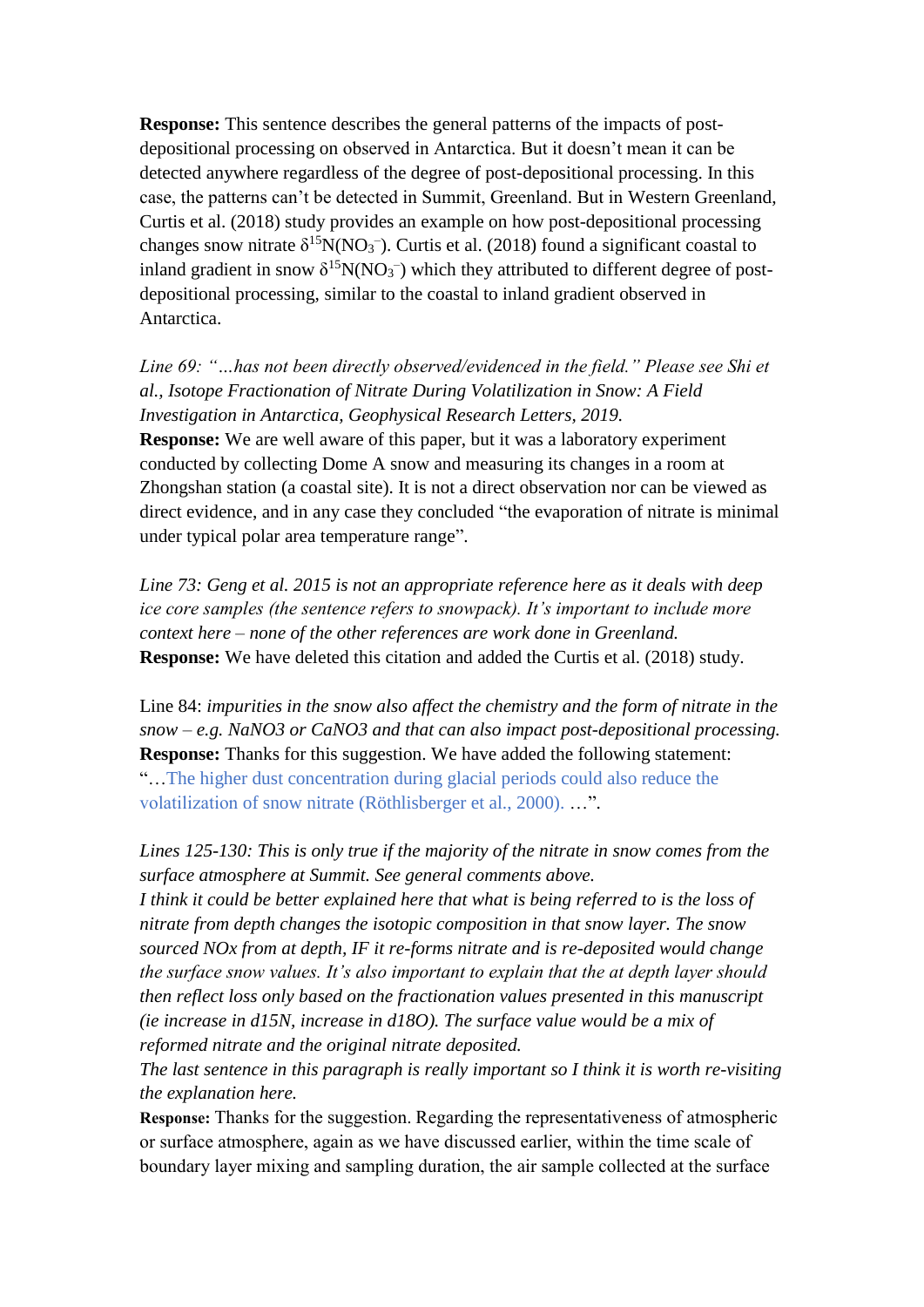**Response:** This sentence describes the general patterns of the impacts of post-depositional processing on observed in Antarctica. But it doesn't mean it can be detected anywhere regardless of the degree of post-depositional processing. In this case, the patterns can't be detected in Summit, Greenland. But in Western Greenland, Curtis et al. (2018) study provides an example on how post-depositional processing changes snow nitrate $\delta^{15}N(NO_3^-)$. Curtis et al. (2018) found a significant coastal to inland gradient in snow $\delta^{15}N(NO_3^-)$ which they attributed to different degree of post-depositional processing, similar to the coastal to inland gradient observed in Antarctica.

*Line 69: "…has not been directly observed/evidenced in the field." Please see Shi et al., Isotope Fractionation of Nitrate During Volatilization in Snow: A Field Investigation in Antarctica, Geophysical Research Letters, 2019.*

**Response:** We are well aware of this paper, but it was a laboratory experiment conducted by collecting Dome A snow and measuring its changes in a room at Zhongshan station (a coastal site). It is not a direct observation nor can be viewed as direct evidence, and in any case they concluded "the evaporation of nitrate is minimal under typical polar area temperature range".

*Line 73: Geng et al. 2015 is not an appropriate reference here as it deals with deep ice core samples (the sentence refers to snowpack). It's important to include more context here – none of the other references are work done in Greenland.*

**Response:** We have deleted this citation and added the Curtis et al. (2018) study.

Line 84: *impurities in the snow also affect the chemistry and the form of nitrate in the snow – e.g. NaNO3 or CaNO3 and that can also impact post-depositional processing.*

**Response:** Thanks for this suggestion. We have added the following statement: "…The higher dust concentration during glacial periods could also reduce the volatilization of snow nitrate (Röthlisberger et al., 2000). …".

*Lines 125-130: This is only true if the majority of the nitrate in snow comes from the surface atmosphere at Summit. See general comments above.*

*I think it could be better explained here that what is being referred to is the loss of nitrate from depth changes the isotopic composition in that snow layer. The snow sourced NOx from at depth, IF it re-forms nitrate and is re-deposited would change the surface snow values. It's also important to explain that the at depth layer should then reflect loss only based on the fractionation values presented in this manuscript (ie increase in d15N, increase in d18O). The surface value would be a mix of reformed nitrate and the original nitrate deposited.*

*The last sentence in this paragraph is really important so I think it is worth re-visiting the explanation here.*

**Response:** Thanks for the suggestion. Regarding the representativeness of atmospheric or surface atmosphere, again as we have discussed earlier, within the time scale of boundary layer mixing and sampling duration, the air sample collected at the surface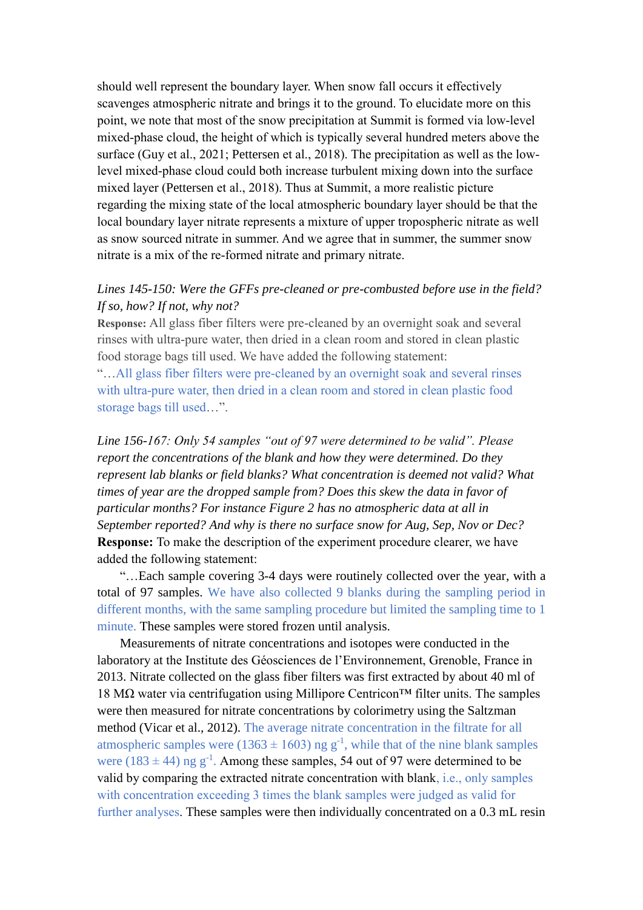should well represent the boundary layer. When snow fall occurs it effectively scavenges atmospheric nitrate and brings it to the ground. To elucidate more on this point, we note that most of the snow precipitation at Summit is formed via low-level mixed-phase cloud, the height of which is typically several hundred meters above the surface (Guy et al., 2021; Pettersen et al., 2018). The precipitation as well as the low-level mixed-phase cloud could both increase turbulent mixing down into the surface mixed layer (Pettersen et al., 2018). Thus at Summit, a more realistic picture regarding the mixing state of the local atmospheric boundary layer should be that the local boundary layer nitrate represents a mixture of upper tropospheric nitrate as well as snow sourced nitrate in summer. And we agree that in summer, the summer snow nitrate is a mix of the re-formed nitrate and primary nitrate.

*Lines 145-150: Were the GFFs pre-cleaned or pre-combusted before use in the field? If so, how? If not, why not?*

**Response:** All glass fiber filters were pre-cleaned by an overnight soak and several rinses with ultra-pure water, then dried in a clean room and stored in clean plastic food storage bags till used. We have added the following statement:

"…All glass fiber filters were pre-cleaned by an overnight soak and several rinses with ultra-pure water, then dried in a clean room and stored in clean plastic food storage bags till used…".

*Line 156-167: Only 54 samples "out of 97 were determined to be valid". Please report the concentrations of the blank and how they were determined. Do they represent lab blanks or field blanks? What concentration is deemed not valid? What times of year are the dropped sample from? Does this skew the data in favor of particular months? For instance Figure 2 has no atmospheric data at all in September reported? And why is there no surface snow for Aug, Sep, Nov or Dec?*

**Response:** To make the description of the experiment procedure clearer, we have added the following statement:

"…Each sample covering 3-4 days were routinely collected over the year, with a total of 97 samples. We have also collected 9 blanks during the sampling period in different months, with the same sampling procedure but limited the sampling time to 1 minute. These samples were stored frozen until analysis.

Measurements of nitrate concentrations and isotopes were conducted in the laboratory at the Institute des Géosciences de l'Environnement, Grenoble, France in 2013. Nitrate collected on the glass fiber filters was first extracted by about 40 ml of 18 MΩ water via centrifugation using Millipore Centricon™ filter units. The samples were then measured for nitrate concentrations by colorimetry using the Saltzman method (Vicar et al., 2012). The average nitrate concentration in the filtrate for all atmospheric samples were (1363 ± 1603) ng $g^{-1}$, while that of the nine blank samples were (183 ± 44) ng $g^{-1}$. Among these samples, 54 out of 97 were determined to be valid by comparing the extracted nitrate concentration with blank, i.e., only samples with concentration exceeding 3 times the blank samples were judged as valid for further analyses. These samples were then individually concentrated on a 0.3 mL resin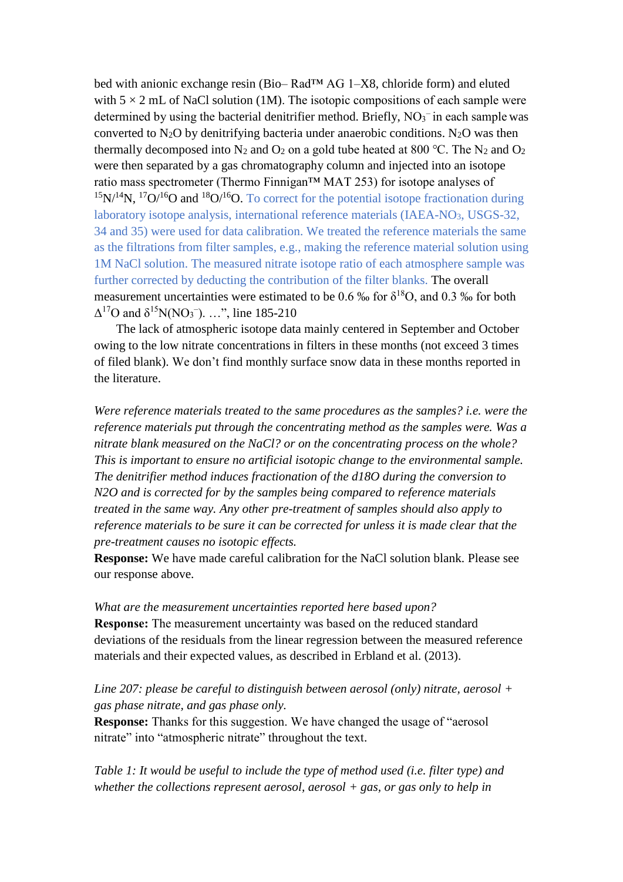bed with anionic exchange resin (Bio– Rad™ AG 1–X8, chloride form) and eluted with 5 × 2 mL of NaCl solution (1M). The isotopic compositions of each sample were determined by using the bacterial denitrifier method. Briefly, $NO_3^-$ in each sample was converted to $N_2O$ by denitrifying bacteria under anaerobic conditions. $N_2O$ was then thermally decomposed into $N_2$ and $O_2$ on a gold tube heated at 800 ℃. The $N_2$ and $O_2$ were then separated by a gas chromatography column and injected into an isotope ratio mass spectrometer (Thermo Finnigan™ MAT 253) for isotope analyses of $^{15}N/^{14}N$, $^{17}O/^{16}O$ and $^{18}O/^{16}O$. To correct for the potential isotope fractionation during laboratory isotope analysis, international reference materials (IAEA-$NO_3$, USGS-32, 34 and 35) were used for data calibration. We treated the reference materials the same as the filtrations from filter samples, e.g., making the reference material solution using 1M NaCl solution. The measured nitrate isotope ratio of each atmosphere sample was further corrected by deducting the contribution of the filter blanks. The overall measurement uncertainties were estimated to be 0.6 ‰ for $\delta^{18}O$, and 0.3 ‰ for both $\Delta^{17}O$ and $\delta^{15}N(NO_3^-)$. …", line 185-210

The lack of atmospheric isotope data mainly centered in September and October owing to the low nitrate concentrations in filters in these months (not exceed 3 times of filed blank). We don't find monthly surface snow data in these months reported in the literature.

*Were reference materials treated to the same procedures as the samples? i.e. were the reference materials put through the concentrating method as the samples were. Was a nitrate blank measured on the NaCl? or on the concentrating process on the whole? This is important to ensure no artificial isotopic change to the environmental sample. The denitrifier method induces fractionation of the d18O during the conversion to N2O and is corrected for by the samples being compared to reference materials treated in the same way. Any other pre-treatment of samples should also apply to reference materials to be sure it can be corrected for unless it is made clear that the pre-treatment causes no isotopic effects.*

**Response:** We have made careful calibration for the NaCl solution blank. Please see our response above.

*What are the measurement uncertainties reported here based upon?*

**Response:** The measurement uncertainty was based on the reduced standard deviations of the residuals from the linear regression between the measured reference materials and their expected values, as described in Erbland et al. (2013).

*Line 207: please be careful to distinguish between aerosol (only) nitrate, aerosol + gas phase nitrate, and gas phase only.*

**Response:** Thanks for this suggestion. We have changed the usage of "aerosol nitrate" into "atmospheric nitrate" throughout the text.

*Table 1: It would be useful to include the type of method used (i.e. filter type) and whether the collections represent aerosol, aerosol + gas, or gas only to help in*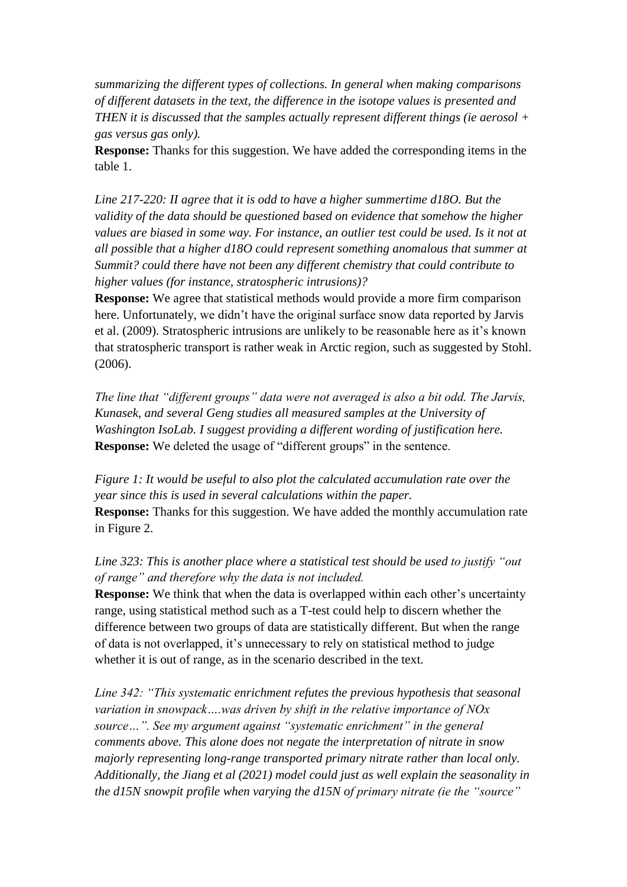*summarizing the different types of collections. In general when making comparisons of different datasets in the text, the difference in the isotope values is presented and THEN it is discussed that the samples actually represent different things (ie aerosol + gas versus gas only).*

**Response:** Thanks for this suggestion. We have added the corresponding items in the table 1.

*Line 217-220: II agree that it is odd to have a higher summertime d18O. But the validity of the data should be questioned based on evidence that somehow the higher values are biased in some way. For instance, an outlier test could be used. Is it not at all possible that a higher d18O could represent something anomalous that summer at Summit? could there have not been any different chemistry that could contribute to higher values (for instance, stratospheric intrusions)?*

**Response:** We agree that statistical methods would provide a more firm comparison here. Unfortunately, we didn't have the original surface snow data reported by Jarvis et al. (2009). Stratospheric intrusions are unlikely to be reasonable here as it's known that stratospheric transport is rather weak in Arctic region, such as suggested by Stohl. (2006).

*The line that "different groups" data were not averaged is also a bit odd. The Jarvis, Kunasek, and several Geng studies all measured samples at the University of Washington IsoLab. I suggest providing a different wording of justification here.*

**Response:** We deleted the usage of "different groups" in the sentence.

*Figure 1: It would be useful to also plot the calculated accumulation rate over the year since this is used in several calculations within the paper.*

**Response:** Thanks for this suggestion. We have added the monthly accumulation rate in Figure 2.

*Line 323: This is another place where a statistical test should be used to justify "out of range" and therefore why the data is not included.*

**Response:** We think that when the data is overlapped within each other's uncertainty range, using statistical method such as a T-test could help to discern whether the difference between two groups of data are statistically different. But when the range of data is not overlapped, it's unnecessary to rely on statistical method to judge whether it is out of range, as in the scenario described in the text.

*Line 342: "This systematic enrichment refutes the previous hypothesis that seasonal variation in snowpack….was driven by shift in the relative importance of NOx source…". See my argument against "systematic enrichment" in the general comments above. This alone does not negate the interpretation of nitrate in snow majorly representing long-range transported primary nitrate rather than local only. Additionally, the Jiang et al (2021) model could just as well explain the seasonality in the d15N snowpit profile when varying the d15N of primary nitrate (ie the "source"*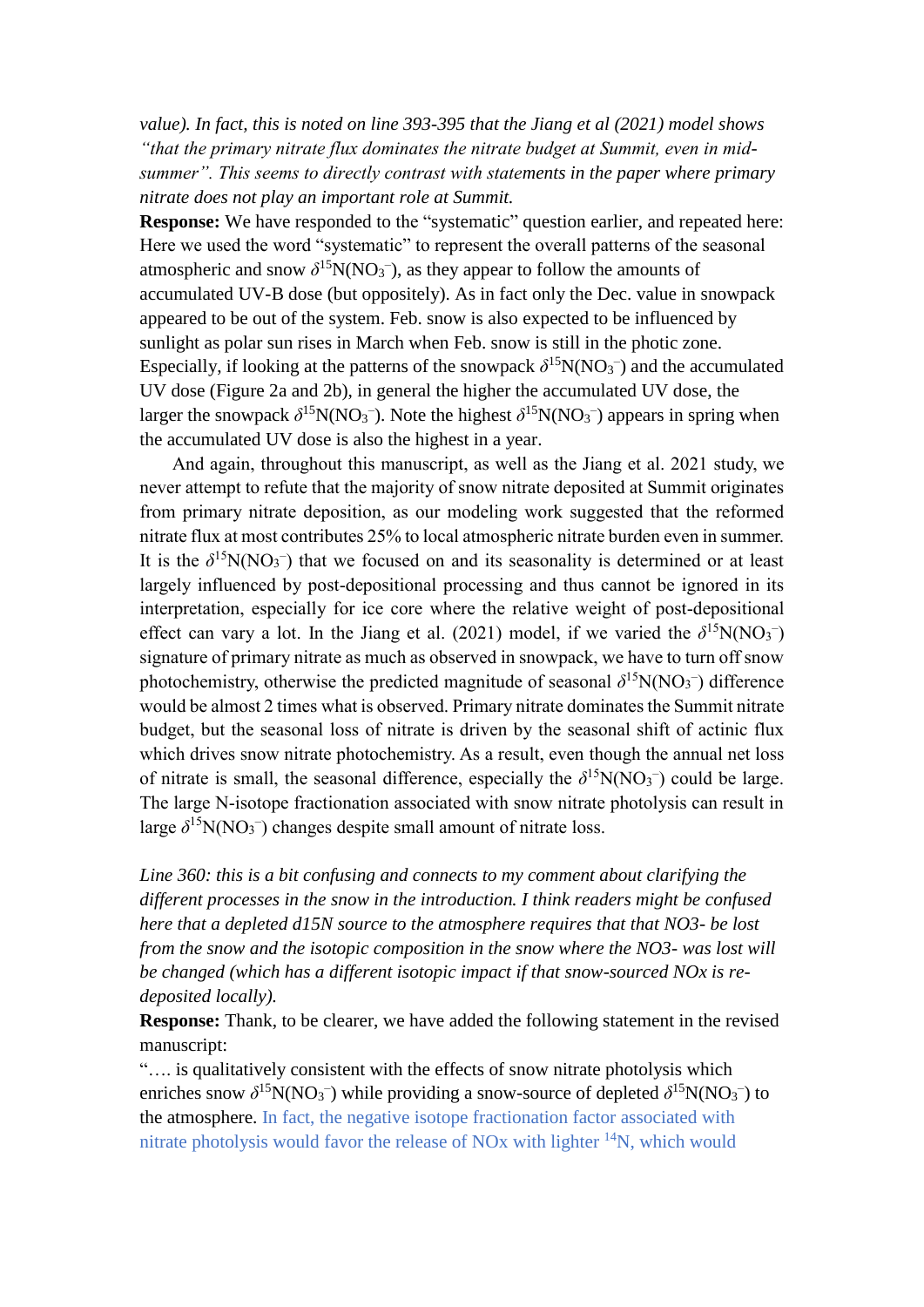*value). In fact, this is noted on line 393-395 that the Jiang et al (2021) model shows "that the primary nitrate flux dominates the nitrate budget at Summit, even in mid-summer". This seems to directly contrast with statements in the paper where primary nitrate does not play an important role at Summit.*

**Response:** We have responded to the "systematic" question earlier, and repeated here: Here we used the word "systematic" to represent the overall patterns of the seasonal atmospheric and snow $\delta^{15}N(NO_3^-)$, as they appear to follow the amounts of accumulated UV-B dose (but oppositely). As in fact only the Dec. value in snowpack appeared to be out of the system. Feb. snow is also expected to be influenced by sunlight as polar sun rises in March when Feb. snow is still in the photic zone. Especially, if looking at the patterns of the snowpack $\delta^{15}N(NO_3^-)$ and the accumulated UV dose (Figure 2a and 2b), in general the higher the accumulated UV dose, the larger the snowpack $\delta^{15}N(NO_3^-)$. Note the highest $\delta^{15}N(NO_3^-)$ appears in spring when the accumulated UV dose is also the highest in a year.

And again, throughout this manuscript, as well as the Jiang et al. 2021 study, we never attempt to refute that the majority of snow nitrate deposited at Summit originates from primary nitrate deposition, as our modeling work suggested that the reformed nitrate flux at most contributes 25% to local atmospheric nitrate burden even in summer. It is the $\delta^{15}N(NO_3^-)$ that we focused on and its seasonality is determined or at least largely influenced by post-depositional processing and thus cannot be ignored in its interpretation, especially for ice core where the relative weight of post-depositional effect can vary a lot. In the Jiang et al. (2021) model, if we varied the $\delta^{15}N(NO_3^-)$ signature of primary nitrate as much as observed in snowpack, we have to turn off snow photochemistry, otherwise the predicted magnitude of seasonal $\delta^{15}N(NO_3^-)$ difference would be almost 2 times what is observed. Primary nitrate dominates the Summit nitrate budget, but the seasonal loss of nitrate is driven by the seasonal shift of actinic flux which drives snow nitrate photochemistry. As a result, even though the annual net loss of nitrate is small, the seasonal difference, especially the $\delta^{15}N(NO_3^-)$ could be large. The large N-isotope fractionation associated with snow nitrate photolysis can result in large $\delta^{15}N(NO_3^-)$ changes despite small amount of nitrate loss.

*Line 360: this is a bit confusing and connects to my comment about clarifying the different processes in the snow in the introduction. I think readers might be confused here that a depleted d15N source to the atmosphere requires that that NO3- be lost from the snow and the isotopic composition in the snow where the NO3- was lost will be changed (which has a different isotopic impact if that snow-sourced NOx is re-deposited locally).*

**Response:** Thank, to be clearer, we have added the following statement in the revised manuscript:

"…. is qualitatively consistent with the effects of snow nitrate photolysis which enriches snow $\delta^{15}N(NO_3^-)$ while providing a snow-source of depleted $\delta^{15}N(NO_3^-)$ to the atmosphere. In fact, the negative isotope fractionation factor associated with nitrate photolysis would favor the release of NOx with lighter $^{14}N$, which would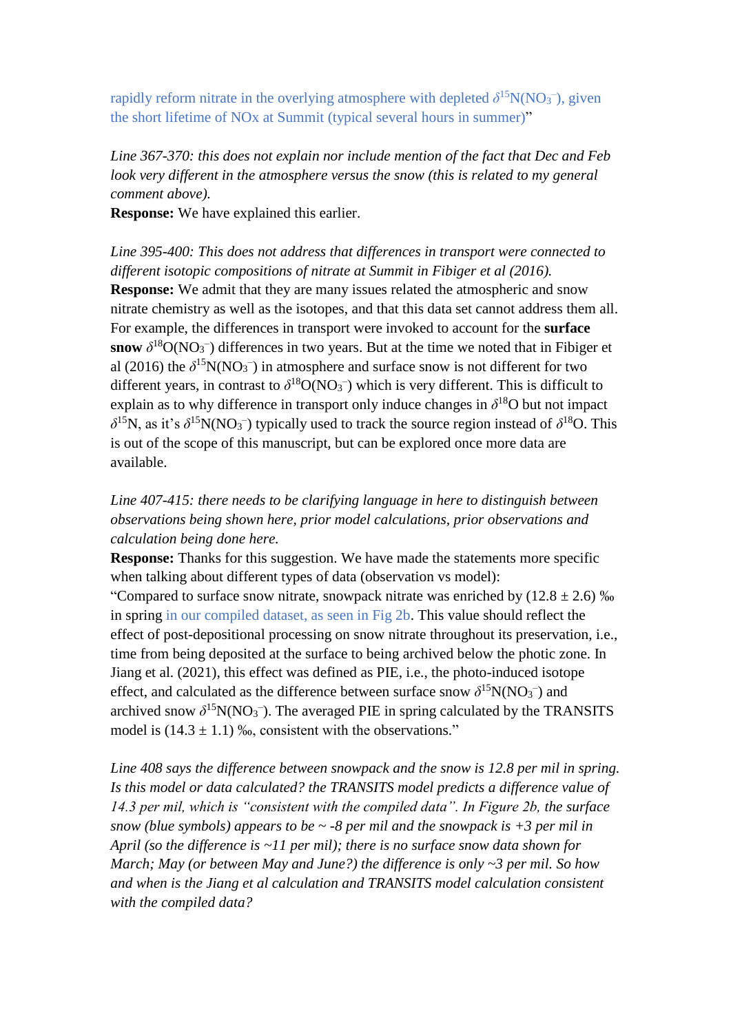rapidly reform nitrate in the overlying atmosphere with depleted $\delta^{15}N(NO_3^-)$, given the short lifetime of NOx at Summit (typical several hours in summer)"

*Line 367-370: this does not explain nor include mention of the fact that Dec and Feb look very different in the atmosphere versus the snow (this is related to my general comment above).*

**Response:** We have explained this earlier.

*Line 395-400: This does not address that differences in transport were connected to different isotopic compositions of nitrate at Summit in Fibiger et al (2016).*

**Response:** We admit that they are many issues related the atmospheric and snow nitrate chemistry as well as the isotopes, and that this data set cannot address them all. For example, the differences in transport were invoked to account for the **surface snow** $\delta^{18}O(NO_3^-)$ differences in two years. But at the time we noted that in Fibiger et al (2016) the $\delta^{15}N(NO_3^-)$ in atmosphere and surface snow is not different for two different years, in contrast to $\delta^{18}O(NO_3^-)$ which is very different. This is difficult to explain as to why difference in transport only induce changes in $\delta^{18}O$ but not impact $\delta^{15}N$, as it's $\delta^{15}N(NO_3^-)$ typically used to track the source region instead of $\delta^{18}O$. This is out of the scope of this manuscript, but can be explored once more data are available.

*Line 407-415: there needs to be clarifying language in here to distinguish between observations being shown here, prior model calculations, prior observations and calculation being done here.*

**Response:** Thanks for this suggestion. We have made the statements more specific when talking about different types of data (observation vs model):

"Compared to surface snow nitrate, snowpack nitrate was enriched by (12.8 ± 2.6) ‰ in spring in our compiled dataset, as seen in Fig 2b. This value should reflect the effect of post-depositional processing on snow nitrate throughout its preservation, i.e., time from being deposited at the surface to being archived below the photic zone. In Jiang et al. (2021), this effect was defined as PIE, i.e., the photo-induced isotope effect, and calculated as the difference between surface snow $\delta^{15}N(NO_3^-)$ and archived snow $\delta^{15}N(NO_3^-)$. The averaged PIE in spring calculated by the TRANSITS model is (14.3 ± 1.1) ‰, consistent with the observations."

*Line 408 says the difference between snowpack and the snow is 12.8 per mil in spring. Is this model or data calculated? the TRANSITS model predicts a difference value of 14.3 per mil, which is "consistent with the compiled data". In Figure 2b, the surface snow (blue symbols) appears to be ~ -8 per mil and the snowpack is +3 per mil in April (so the difference is ~11 per mil); there is no surface snow data shown for March; May (or between May and June?) the difference is only ~3 per mil. So how and when is the Jiang et al calculation and TRANSITS model calculation consistent with the compiled data?*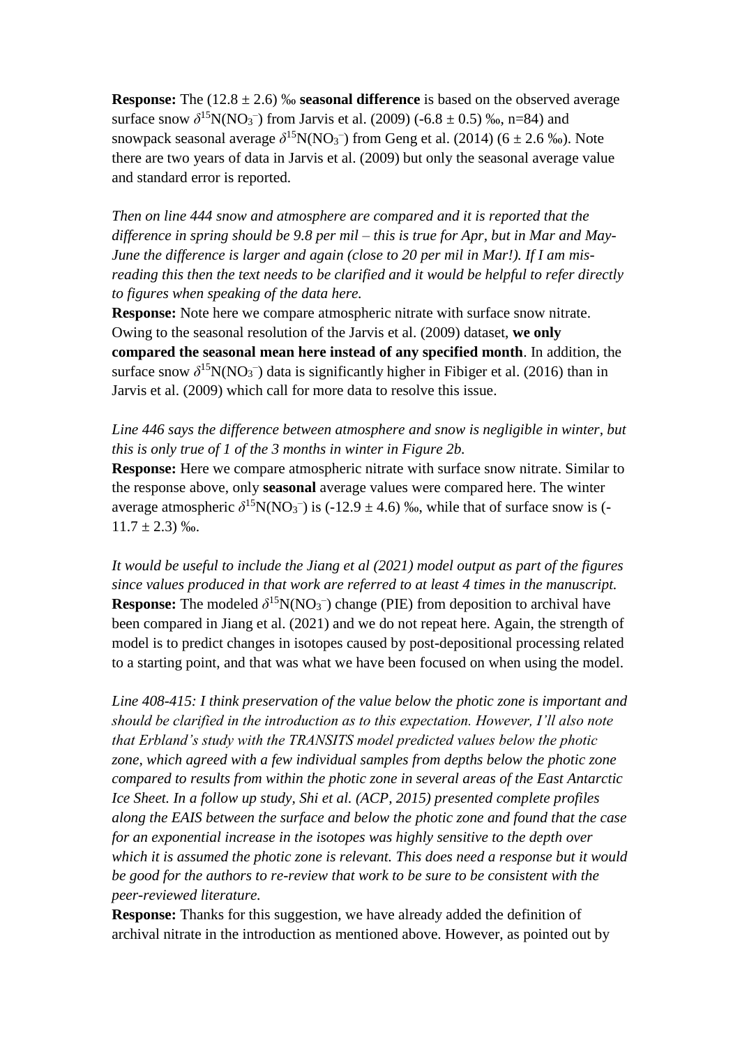**Response:** The $(12.8 \pm 2.6)$ ‰ **seasonal difference** is based on the observed average surface snow $\delta^{15}N(NO_3^-)$ from Jarvis et al. (2009) $(-6.8 \pm 0.5)$ ‰, n=84) and snowpack seasonal average $\delta^{15}N(NO_3^-)$ from Geng et al. (2014) $(6 \pm 2.6$ ‰). Note there are two years of data in Jarvis et al. (2009) but only the seasonal average value and standard error is reported.

*Then on line 444 snow and atmosphere are compared and it is reported that the difference in spring should be 9.8 per mil – this is true for Apr, but in Mar and May-June the difference is larger and again (close to 20 per mil in Mar!). If I am mis-reading this then the text needs to be clarified and it would be helpful to refer directly to figures when speaking of the data here.*

**Response:** Note here we compare atmospheric nitrate with surface snow nitrate. Owing to the seasonal resolution of the Jarvis et al. (2009) dataset, **we only compared the seasonal mean here instead of any specified month**. In addition, the surface snow $\delta^{15}N(NO_3^-)$ data is significantly higher in Fibiger et al. (2016) than in Jarvis et al. (2009) which call for more data to resolve this issue.

*Line 446 says the difference between atmosphere and snow is negligible in winter, but this is only true of 1 of the 3 months in winter in Figure 2b.*

**Response:** Here we compare atmospheric nitrate with surface snow nitrate. Similar to the response above, only **seasonal** average values were compared here. The winter average atmospheric $\delta^{15}N(NO_3^-)$ is $(-12.9 \pm 4.6)$ ‰, while that of surface snow is $(-11.7 \pm 2.3)$ ‰.

*It would be useful to include the Jiang et al (2021) model output as part of the figures since values produced in that work are referred to at least 4 times in the manuscript.*

**Response:** The modeled $\delta^{15}N(NO_3^-)$ change (PIE) from deposition to archival have been compared in Jiang et al. (2021) and we do not repeat here. Again, the strength of model is to predict changes in isotopes caused by post-depositional processing related to a starting point, and that was what we have been focused on when using the model.

*Line 408-415: I think preservation of the value below the photic zone is important and should be clarified in the introduction as to this expectation. However, I'll also note that Erbland's study with the TRANSITS model predicted values below the photic zone, which agreed with a few individual samples from depths below the photic zone compared to results from within the photic zone in several areas of the East Antarctic Ice Sheet. In a follow up study, Shi et al. (ACP, 2015) presented complete profiles along the EAIS between the surface and below the photic zone and found that the case for an exponential increase in the isotopes was highly sensitive to the depth over which it is assumed the photic zone is relevant. This does need a response but it would be good for the authors to re-review that work to be sure to be consistent with the peer-reviewed literature.*

**Response:** Thanks for this suggestion, we have already added the definition of archival nitrate in the introduction as mentioned above. However, as pointed out by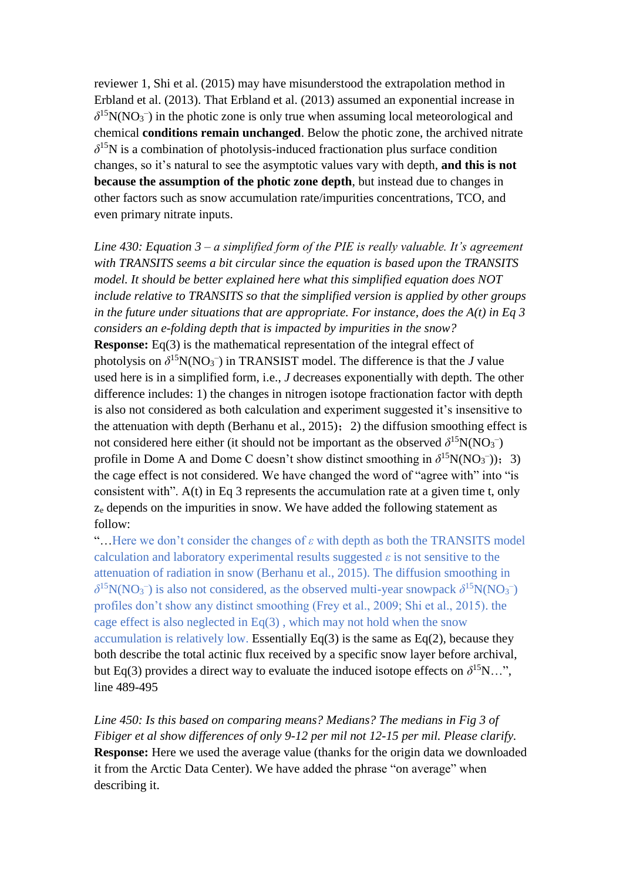reviewer 1, Shi et al. (2015) may have misunderstood the extrapolation method in Erbland et al. (2013). That Erbland et al. (2013) assumed an exponential increase in $\delta^{15}N(NO_3^-)$ in the photic zone is only true when assuming local meteorological and chemical **conditions remain unchanged**. Below the photic zone, the archived nitrate $\delta^{15}N$ is a combination of photolysis-induced fractionation plus surface condition changes, so it's natural to see the asymptotic values vary with depth, **and this is not because the assumption of the photic zone depth**, but instead due to changes in other factors such as snow accumulation rate/impurities concentrations, TCO, and even primary nitrate inputs.

*Line 430: Equation 3 – a simplified form of the PIE is really valuable. It's agreement with TRANSITS seems a bit circular since the equation is based upon the TRANSITS model. It should be better explained here what this simplified equation does NOT include relative to TRANSITS so that the simplified version is applied by other groups in the future under situations that are appropriate. For instance, does the A(t) in Eq 3 considers an e-folding depth that is impacted by impurities in the snow?*

**Response:** Eq(3) is the mathematical representation of the integral effect of photolysis on $\delta^{15}N(NO_3^-)$ in TRANSIST model. The difference is that the $J$ value used here is in a simplified form, i.e., $J$ decreases exponentially with depth. The other difference includes: 1) the changes in nitrogen isotope fractionation factor with depth is also not considered as both calculation and experiment suggested it's insensitive to the attenuation with depth (Berhanu et al., 2015)；2) the diffusion smoothing effect is not considered here either (it should not be important as the observed $\delta^{15}N(NO_3^-)$ profile in Dome A and Dome C doesn't show distinct smoothing in $\delta^{15}N(NO_3^-)$)；3) the cage effect is not considered. We have changed the word of "agree with" into "is consistent with". A(t) in Eq 3 represents the accumulation rate at a given time t, only $z_e$ depends on the impurities in snow. We have added the following statement as follow:

"…Here we don't consider the changes of $\varepsilon$ with depth as both the TRANSITS model calculation and laboratory experimental results suggested $\varepsilon$ is not sensitive to the attenuation of radiation in snow (Berhanu et al., 2015). The diffusion smoothing in $\delta^{15}N(NO_3^-)$ is also not considered, as the observed multi-year snowpack $\delta^{15}N(NO_3^-)$ profiles don't show any distinct smoothing (Frey et al., 2009; Shi et al., 2015). the cage effect is also neglected in Eq(3) , which may not hold when the snow accumulation is relatively low. Essentially Eq(3) is the same as Eq(2), because they both describe the total actinic flux received by a specific snow layer before archival, but Eq(3) provides a direct way to evaluate the induced isotope effects on $\delta^{15}N$…", line 489-495

*Line 450: Is this based on comparing means? Medians? The medians in Fig 3 of Fibiger et al show differences of only 9-12 per mil not 12-15 per mil. Please clarify.*

**Response:** Here we used the average value (thanks for the origin data we downloaded it from the Arctic Data Center). We have added the phrase "on average" when describing it.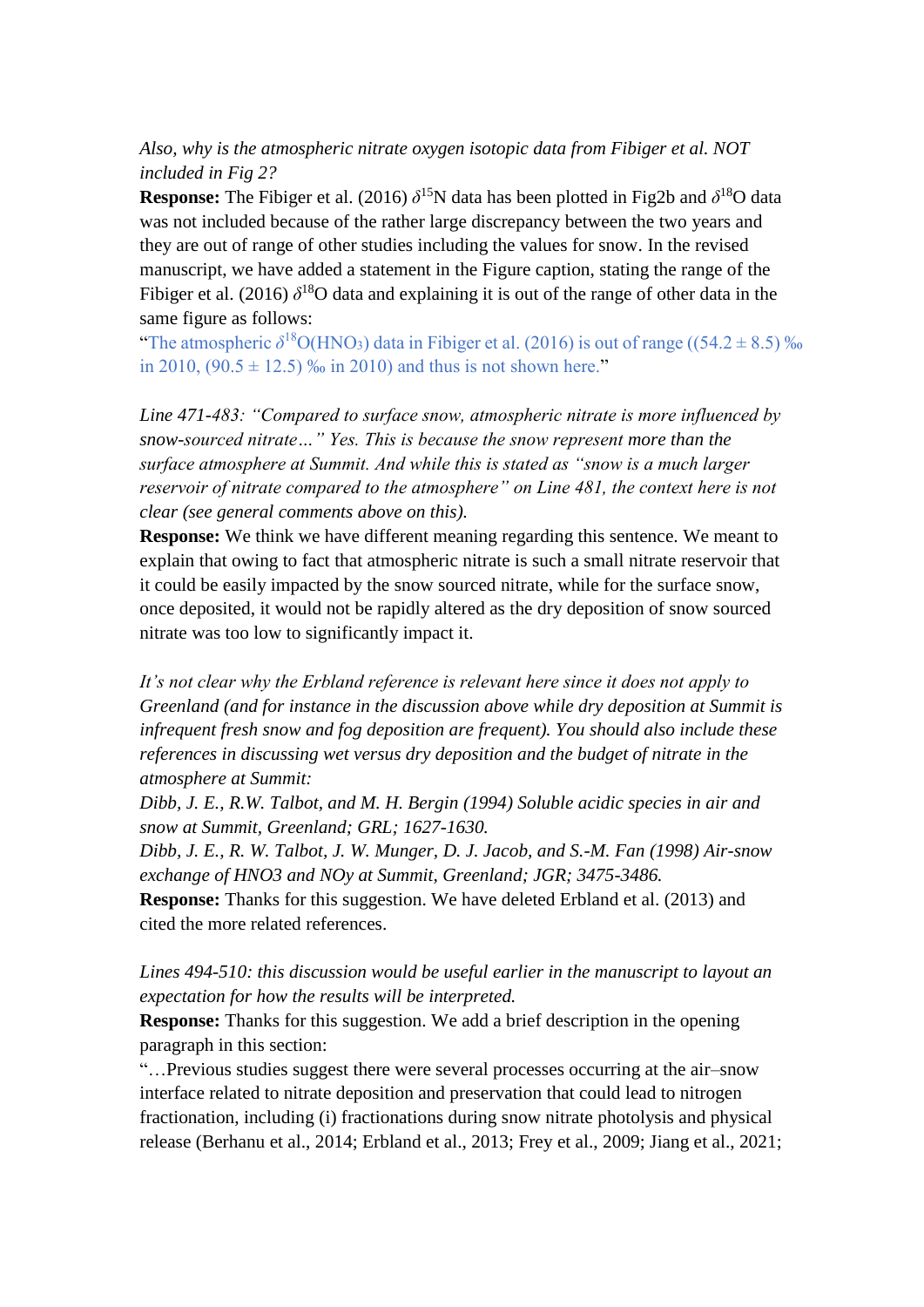*Also, why is the atmospheric nitrate oxygen isotopic data from Fibiger et al. NOT included in Fig 2?*

**Response:** The Fibiger et al. (2016) $\delta^{15}$N data has been plotted in Fig2b and $\delta^{18}$O data was not included because of the rather large discrepancy between the two years and they are out of range of other studies including the values for snow. In the revised manuscript, we have added a statement in the Figure caption, stating the range of the Fibiger et al. (2016) $\delta^{18}$O data and explaining it is out of the range of other data in the same figure as follows:

"The atmospheric $\delta^{18}O(HNO_3)$ data in Fibiger et al. (2016) is out of range ((54.2 ± 8.5) ‰ in 2010, (90.5 ± 12.5) ‰ in 2010) and thus is not shown here."

*Line 471-483: "Compared to surface snow, atmospheric nitrate is more influenced by snow-sourced nitrate…" Yes. This is because the snow represent more than the surface atmosphere at Summit. And while this is stated as "snow is a much larger reservoir of nitrate compared to the atmosphere" on Line 481, the context here is not clear (see general comments above on this).*

**Response:** We think we have different meaning regarding this sentence. We meant to explain that owing to fact that atmospheric nitrate is such a small nitrate reservoir that it could be easily impacted by the snow sourced nitrate, while for the surface snow, once deposited, it would not be rapidly altered as the dry deposition of snow sourced nitrate was too low to significantly impact it.

*It's not clear why the Erbland reference is relevant here since it does not apply to Greenland (and for instance in the discussion above while dry deposition at Summit is infrequent fresh snow and fog deposition are frequent). You should also include these references in discussing wet versus dry deposition and the budget of nitrate in the atmosphere at Summit:*

*Dibb, J. E., R.W. Talbot, and M. H. Bergin (1994) Soluble acidic species in air and snow at Summit, Greenland; GRL; 1627-1630.*

*Dibb, J. E., R. W. Talbot, J. W. Munger, D. J. Jacob, and S.-M. Fan (1998) Air-snow exchange of HNO3 and NOy at Summit, Greenland; JGR; 3475-3486.*

**Response:** Thanks for this suggestion. We have deleted Erbland et al. (2013) and cited the more related references.

*Lines 494-510: this discussion would be useful earlier in the manuscript to layout an expectation for how the results will be interpreted.*

**Response:** Thanks for this suggestion. We add a brief description in the opening paragraph in this section:

"…Previous studies suggest there were several processes occurring at the air–snow interface related to nitrate deposition and preservation that could lead to nitrogen fractionation, including (i) fractionations during snow nitrate photolysis and physical release (Berhanu et al., 2014; Erbland et al., 2013; Frey et al., 2009; Jiang et al., 2021;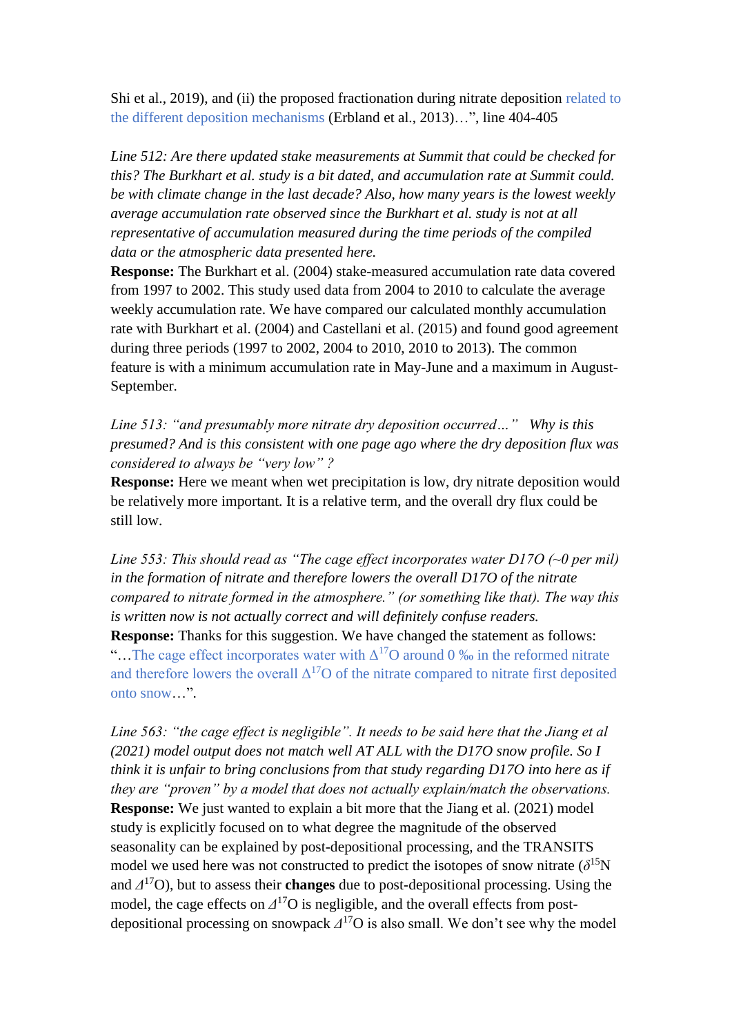Shi et al., 2019), and (ii) the proposed fractionation during nitrate deposition related to the different deposition mechanisms (Erbland et al., 2013)…", line 404-405

*Line 512: Are there updated stake measurements at Summit that could be checked for this? The Burkhart et al. study is a bit dated, and accumulation rate at Summit could. be with climate change in the last decade? Also, how many years is the lowest weekly average accumulation rate observed since the Burkhart et al. study is not at all representative of accumulation measured during the time periods of the compiled data or the atmospheric data presented here.*

**Response:** The Burkhart et al. (2004) stake-measured accumulation rate data covered from 1997 to 2002. This study used data from 2004 to 2010 to calculate the average weekly accumulation rate. We have compared our calculated monthly accumulation rate with Burkhart et al. (2004) and Castellani et al. (2015) and found good agreement during three periods (1997 to 2002, 2004 to 2010, 2010 to 2013). The common feature is with a minimum accumulation rate in May-June and a maximum in August-September.

*Line 513: "and presumably more nitrate dry deposition occurred…" Why is this presumed? And is this consistent with one page ago where the dry deposition flux was considered to always be "very low" ?*

**Response:** Here we meant when wet precipitation is low, dry nitrate deposition would be relatively more important. It is a relative term, and the overall dry flux could be still low.

*Line 553: This should read as "The cage effect incorporates water D17O (~0 per mil) in the formation of nitrate and therefore lowers the overall D17O of the nitrate compared to nitrate formed in the atmosphere." (or something like that). The way this is written now is not actually correct and will definitely confuse readers.*

**Response:** Thanks for this suggestion. We have changed the statement as follows: "…The cage effect incorporates water with $\Delta^{17}O$ around 0 ‰ in the reformed nitrate and therefore lowers the overall $\Delta^{17}O$ of the nitrate compared to nitrate first deposited onto snow…".

*Line 563: "the cage effect is negligible". It needs to be said here that the Jiang et al (2021) model output does not match well AT ALL with the D17O snow profile. So I think it is unfair to bring conclusions from that study regarding D17O into here as if they are "proven" by a model that does not actually explain/match the observations.*

**Response:** We just wanted to explain a bit more that the Jiang et al. (2021) model study is explicitly focused on to what degree the magnitude of the observed seasonality can be explained by post-depositional processing, and the TRANSITS model we used here was not constructed to predict the isotopes of snow nitrate ($\delta^{15}N$ and $\Delta^{17}O$), but to assess their **changes** due to post-depositional processing. Using the model, the cage effects on $\Delta^{17}O$ is negligible, and the overall effects from post-depositional processing on snowpack $\Delta^{17}O$ is also small. We don't see why the model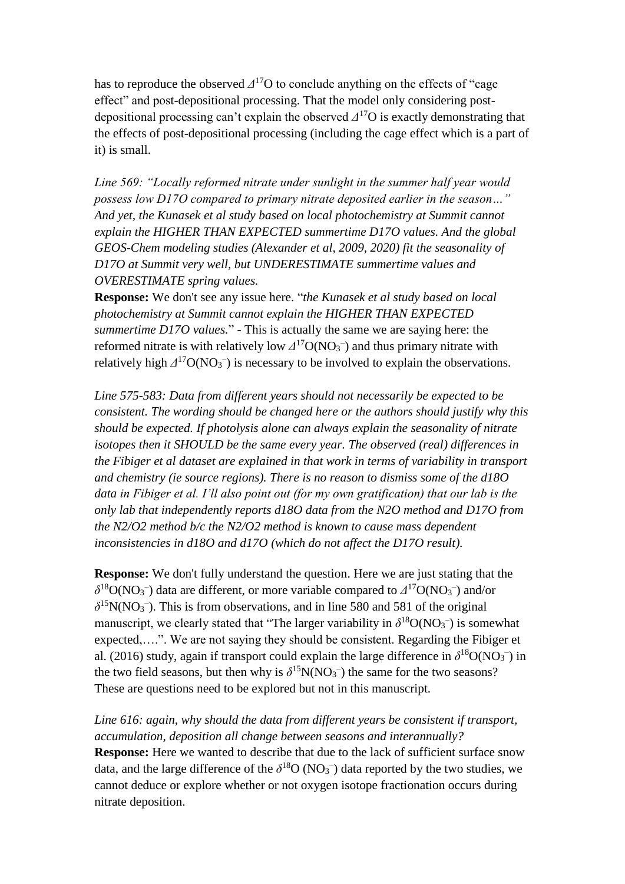has to reproduce the observed $\Delta^{17}O$ to conclude anything on the effects of "cage effect" and post-depositional processing. That the model only considering post-depositional processing can't explain the observed $\Delta^{17}O$ is exactly demonstrating that the effects of post-depositional processing (including the cage effect which is a part of it) is small.

*Line 569: "Locally reformed nitrate under sunlight in the summer half year would possess low D17O compared to primary nitrate deposited earlier in the season…" And yet, the Kunasek et al study based on local photochemistry at Summit cannot explain the HIGHER THAN EXPECTED summertime D17O values. And the global GEOS-Chem modeling studies (Alexander et al, 2009, 2020) fit the seasonality of D17O at Summit very well, but UNDERESTIMATE summertime values and OVERESTIMATE spring values.*

**Response:** We don't see any issue here. "*the Kunasek et al study based on local photochemistry at Summit cannot explain the HIGHER THAN EXPECTED summertime D17O values.*" - This is actually the same we are saying here: the reformed nitrate is with relatively low $\Delta^{17}O(NO_3^-)$ and thus primary nitrate with relatively high $\Delta^{17}O(NO_3^-)$ is necessary to be involved to explain the observations.

*Line 575-583: Data from different years should not necessarily be expected to be consistent. The wording should be changed here or the authors should justify why this should be expected. If photolysis alone can always explain the seasonality of nitrate isotopes then it SHOULD be the same every year. The observed (real) differences in the Fibiger et al dataset are explained in that work in terms of variability in transport and chemistry (ie source regions). There is no reason to dismiss some of the d18O data in Fibiger et al. I'll also point out (for my own gratification) that our lab is the only lab that independently reports d18O data from the N2O method and D17O from the N2/O2 method b/c the N2/O2 method is known to cause mass dependent inconsistencies in d18O and d17O (which do not affect the D17O result).*

**Response:** We don't fully understand the question. Here we are just stating that the $\delta^{18}O(NO_3^-)$ data are different, or more variable compared to $\Delta^{17}O(NO_3^-)$ and/or $\delta^{15}N(NO_3^-)$. This is from observations, and in line 580 and 581 of the original manuscript, we clearly stated that "The larger variability in $\delta^{18}O(NO_3^-)$ is somewhat expected,….". We are not saying they should be consistent. Regarding the Fibiger et al. (2016) study, again if transport could explain the large difference in $\delta^{18}O(NO_3^-)$ in the two field seasons, but then why is $\delta^{15}N(NO_3^-)$ the same for the two seasons? These are questions need to be explored but not in this manuscript.

*Line 616: again, why should the data from different years be consistent if transport, accumulation, deposition all change between seasons and interannually?*

**Response:** Here we wanted to describe that due to the lack of sufficient surface snow data, and the large difference of the $\delta^{18}O(NO_3^-)$ data reported by the two studies, we cannot deduce or explore whether or not oxygen isotope fractionation occurs during nitrate deposition.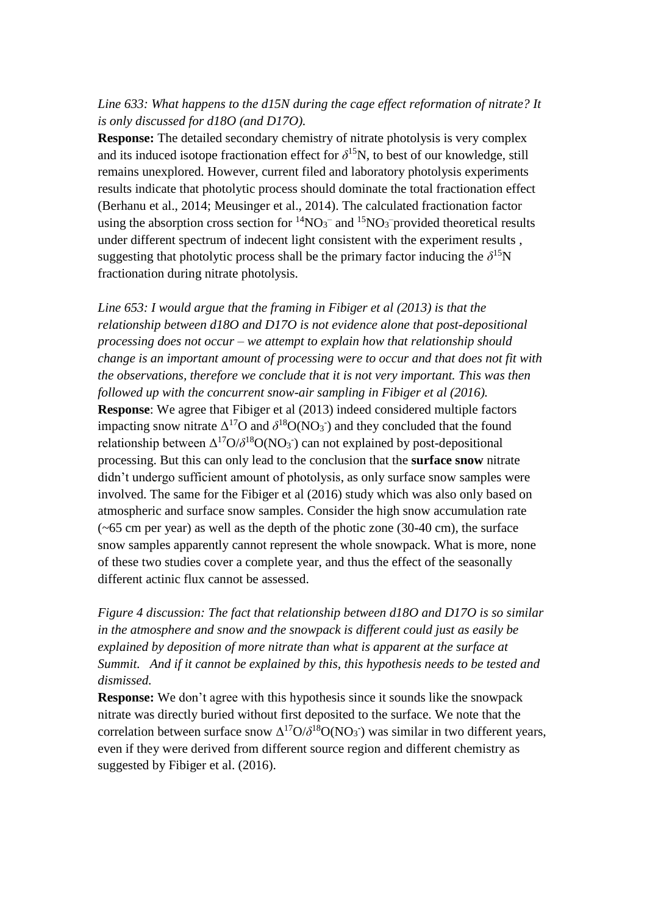*Line 633: What happens to the d15N during the cage effect reformation of nitrate? It is only discussed for d18O (and D17O).*

**Response:** The detailed secondary chemistry of nitrate photolysis is very complex and its induced isotope fractionation effect for $\delta^{15}N$, to best of our knowledge, still remains unexplored. However, current filed and laboratory photolysis experiments results indicate that photolytic process should dominate the total fractionation effect (Berhanu et al., 2014; Meusinger et al., 2014). The calculated fractionation factor using the absorption cross section for $^{14}NO_3^-$ and $^{15}NO_3^-$ provided theoretical results under different spectrum of indecent light consistent with the experiment results , suggesting that photolytic process shall be the primary factor inducing the $\delta^{15}N$ fractionation during nitrate photolysis.

*Line 653: I would argue that the framing in Fibiger et al (2013) is that the relationship between d18O and D17O is not evidence alone that post-depositional processing does not occur – we attempt to explain how that relationship should change is an important amount of processing were to occur and that does not fit with the observations, therefore we conclude that it is not very important. This was then followed up with the concurrent snow-air sampling in Fibiger et al (2016).*

**Response**: We agree that Fibiger et al (2013) indeed considered multiple factors impacting snow nitrate $\Delta^{17}O$ and $\delta^{18}O(NO_3^-)$ and they concluded that the found relationship between $\Delta^{17}O/\delta^{18}O(NO_3^-)$ can not explained by post-depositional processing. But this can only lead to the conclusion that the **surface snow** nitrate didn't undergo sufficient amount of photolysis, as only surface snow samples were involved. The same for the Fibiger et al (2016) study which was also only based on atmospheric and surface snow samples. Consider the high snow accumulation rate (~65 cm per year) as well as the depth of the photic zone (30-40 cm), the surface snow samples apparently cannot represent the whole snowpack. What is more, none of these two studies cover a complete year, and thus the effect of the seasonally different actinic flux cannot be assessed.

*Figure 4 discussion: The fact that relationship between d18O and D17O is so similar in the atmosphere and snow and the snowpack is different could just as easily be explained by deposition of more nitrate than what is apparent at the surface at Summit. And if it cannot be explained by this, this hypothesis needs to be tested and dismissed.*

**Response:** We don't agree with this hypothesis since it sounds like the snowpack nitrate was directly buried without first deposited to the surface. We note that the correlation between surface snow $\Delta^{17}O/\delta^{18}O(NO_3^-)$ was similar in two different years, even if they were derived from different source region and different chemistry as suggested by Fibiger et al. (2016).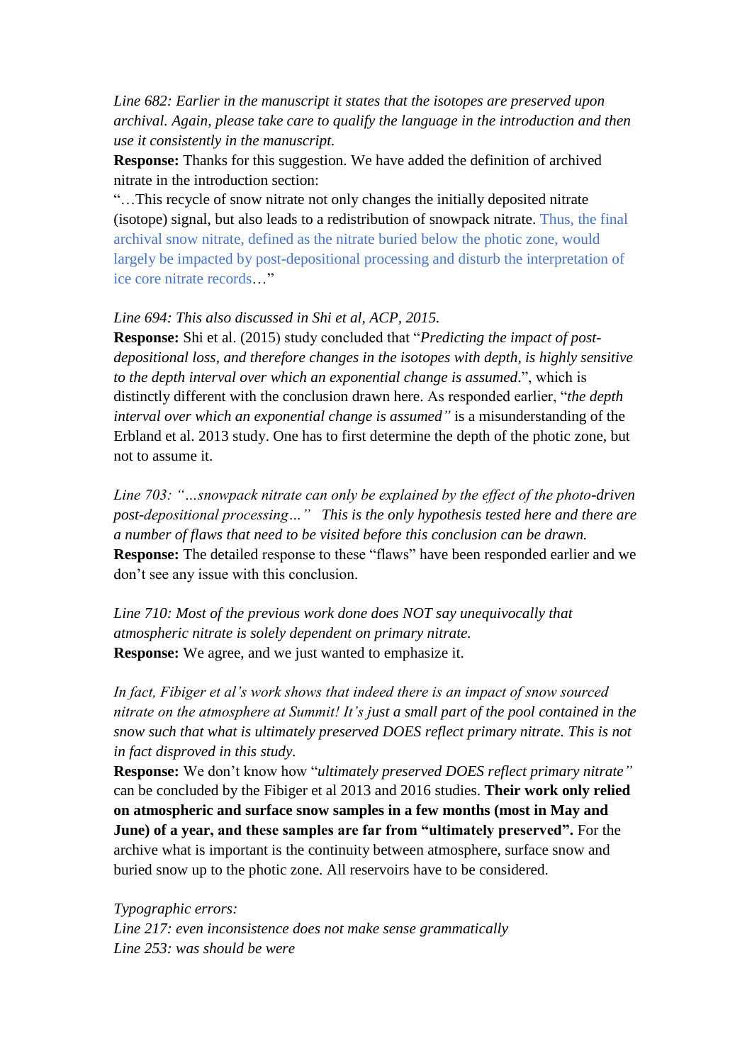*Line 682: Earlier in the manuscript it states that the isotopes are preserved upon archival. Again, please take care to qualify the language in the introduction and then use it consistently in the manuscript.*

**Response:** Thanks for this suggestion. We have added the definition of archived nitrate in the introduction section:

"…This recycle of snow nitrate not only changes the initially deposited nitrate (isotope) signal, but also leads to a redistribution of snowpack nitrate. Thus, the final archival snow nitrate, defined as the nitrate buried below the photic zone, would largely be impacted by post-depositional processing and disturb the interpretation of ice core nitrate records…"

*Line 694: This also discussed in Shi et al, ACP, 2015.*

**Response:** Shi et al. (2015) study concluded that "*Predicting the impact of post-depositional loss, and therefore changes in the isotopes with depth, is highly sensitive to the depth interval over which an exponential change is assumed.*", which is distinctly different with the conclusion drawn here. As responded earlier, "*the depth interval over which an exponential change is assumed"* is a misunderstanding of the Erbland et al. 2013 study. One has to first determine the depth of the photic zone, but not to assume it.

*Line 703: "…snowpack nitrate can only be explained by the effect of the photo-driven post-depositional processing…"  This is the only hypothesis tested here and there are a number of flaws that need to be visited before this conclusion can be drawn.*

**Response:** The detailed response to these "flaws" have been responded earlier and we don't see any issue with this conclusion.

*Line 710: Most of the previous work done does NOT say unequivocally that atmospheric nitrate is solely dependent on primary nitrate.*

**Response:** We agree, and we just wanted to emphasize it.

*In fact, Fibiger et al's work shows that indeed there is an impact of snow sourced nitrate on the atmosphere at Summit! It's just a small part of the pool contained in the snow such that what is ultimately preserved DOES reflect primary nitrate. This is not in fact disproved in this study.*

**Response:** We don't know how "*ultimately preserved DOES reflect primary nitrate"* can be concluded by the Fibiger et al 2013 and 2016 studies. **Their work only relied on atmospheric and surface snow samples in a few months (most in May and June) of a year, and these samples are far from "ultimately preserved".** For the archive what is important is the continuity between atmosphere, surface snow and buried snow up to the photic zone. All reservoirs have to be considered.

*Typographic errors:*

*Line 217: even inconsistence does not make sense grammatically*

*Line 253: was should be were*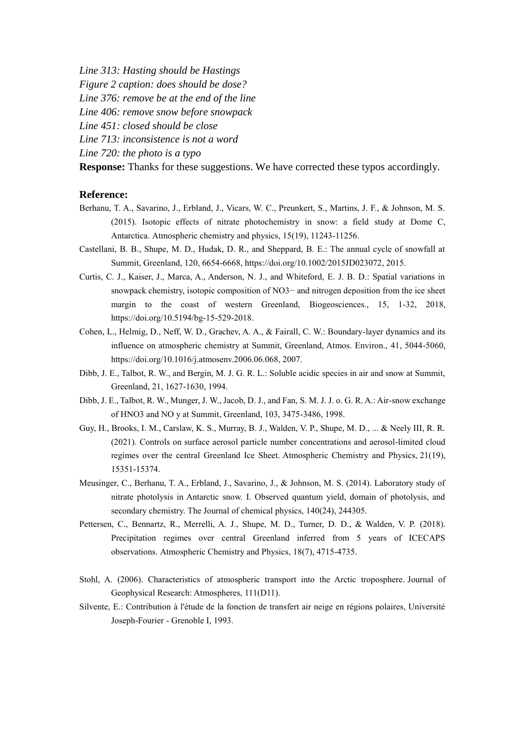*Line 313: Hasting should be Hastings*
*Figure 2 caption: does should be dose?*
*Line 376: remove be at the end of the line*
*Line 406: remove snow before snowpack*
*Line 451: closed should be close*
*Line 713: inconsistence is not a word*
*Line 720: the photo is a typo*

**Response:** Thanks for these suggestions. We have corrected these typos accordingly.

**Reference:**

Berhanu, T. A., Savarino, J., Erbland, J., Vicars, W. C., Preunkert, S., Martins, J. F., & Johnson, M. S. (2015). Isotopic effects of nitrate photochemistry in snow: a field study at Dome C, Antarctica. Atmospheric chemistry and physics, 15(19), 11243-11256.

Castellani, B. B., Shupe, M. D., Hudak, D. R., and Sheppard, B. E.: The annual cycle of snowfall at Summit, Greenland, 120, 6654-6668, https://doi.org/10.1002/2015JD023072, 2015.

Curtis, C. J., Kaiser, J., Marca, A., Anderson, N. J., and Whiteford, E. J. B. D.: Spatial variations in snowpack chemistry, isotopic composition of $NO_3^-$ and nitrogen deposition from the ice sheet margin to the coast of western Greenland, Biogeosciences., 15, 1-32, 2018, https://doi.org/10.5194/bg-15-529-2018.

Cohen, L., Helmig, D., Neff, W. D., Grachev, A. A., & Fairall, C. W.: Boundary-layer dynamics and its influence on atmospheric chemistry at Summit, Greenland, Atmos. Environ., 41, 5044-5060, https://doi.org/10.1016/j.atmosenv.2006.06.068, 2007.

Dibb, J. E., Talbot, R. W., and Bergin, M. J. G. R. L.: Soluble acidic species in air and snow at Summit, Greenland, 21, 1627-1630, 1994.

Dibb, J. E., Talbot, R. W., Munger, J. W., Jacob, D. J., and Fan, S. M. J. J. o. G. R. A.: Air-snow exchange of $HNO_3$ and NO y at Summit, Greenland, 103, 3475-3486, 1998.

Guy, H., Brooks, I. M., Carslaw, K. S., Murray, B. J., Walden, V. P., Shupe, M. D., ... & Neely III, R. R. (2021). Controls on surface aerosol particle number concentrations and aerosol-limited cloud regimes over the central Greenland Ice Sheet. Atmospheric Chemistry and Physics, 21(19), 15351-15374.

Meusinger, C., Berhanu, T. A., Erbland, J., Savarino, J., & Johnson, M. S. (2014). Laboratory study of nitrate photolysis in Antarctic snow. I. Observed quantum yield, domain of photolysis, and secondary chemistry. The Journal of chemical physics, 140(24), 244305.

Pettersen, C., Bennartz, R., Merrelli, A. J., Shupe, M. D., Turner, D. D., & Walden, V. P. (2018). Precipitation regimes over central Greenland inferred from 5 years of ICECAPS observations. Atmospheric Chemistry and Physics, 18(7), 4715-4735.

Stohl, A. (2006). Characteristics of atmospheric transport into the Arctic troposphere. Journal of Geophysical Research: Atmospheres, 111(D11).

Silvente, E.: Contribution à l'étude de la fonction de transfert air neige en régions polaires, Université Joseph-Fourier - Grenoble I, 1993.